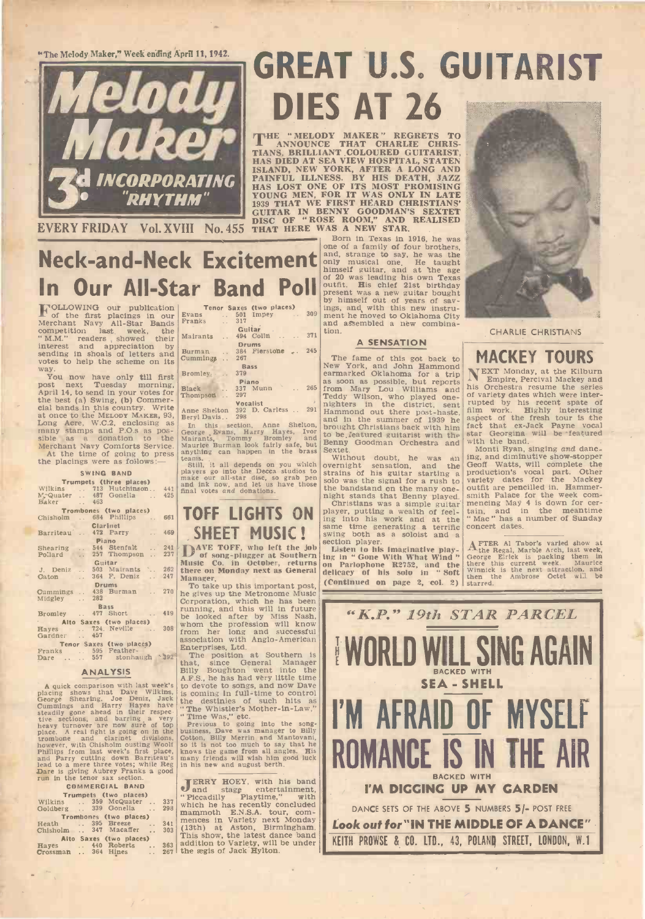"The Melody Maker," Week ending April 11, 1942.

# Melody Maker

3d INCORPORATING "RHYTHM"

EVERY FRIDAY Vol. XVIII No. 455

# GREAT U.S. GUITARIST DIES AT 26

**THE "MELODY MAKER" REGRETS TO ANNOUNCE THAT CHARLIE CHRISTIANS, BRILLIANT COLOURED GUITARIST, HAS DIED AT SEA VIEW HOSPITAL, STATEN ISLAND, NEW YORK, AFTER A LONG AND PAINFUL ILLNESS. BY HIS DEATH, JAZZ HAS LOST ONE OF ITS MOST PROMISING YOUNG MEN, FOR IT WAS ONLY IN LATE 1939 THAT WE FIRST HEARD CHRISTIANS' GUITAR IN BENNY GOODMAN'S SEXTET DISC OF "ROSE ROOM," AND REALISED THAT HERE WAS A NEW STAR.**

Born in Texas in 1916, he was one of a family of four brothers, and, strange to say, he was the only musical one. He taught himself guitar, and at the age of 20 was leading his own Texas outfit. His chief 21st birthday present was a new guitar bought by himself out of years of savings, and, with this new instrument he moved to Oklahoma City and assembled a new combination.

### A SENSATION

The fame of this got back to New York, and John Hammond earmarked Oklahoma for a trip as soon as possible, but reports from Mary Lou Williams and Teddy Wilson, who played one-nighters in the district, sent Hammond out there post-haste, and in the summer of 1939 he brought Christians back with him to be featured guitarist with the Benny Goodman Orchestra and Sextet.

Without doubt, he was an overnight sensation, and the strains of his guitar starting a solo was the signal for a rush to the bandstand on the many one-night stands that Benny played.

Christians was a simple guitar player, putting a wealth of feeling into his work and at the same time generating a terrific swing both as a soloist and a section player.

Listen to his imaginative playing in "Gone With What Wind" on Parlophone R2752, and the delicacy of his solo in "Soft

(Continued on page 2, col. 2)

CHARLIE CHRISTIANS

# Neck-and-Neck Excitement In Our All-Star Band Poll

FOLLOWING our publication of the first placings in our Merchant Navy All-Star Bands competition last week, "M.M." readers showed their interest and appreciation by sending in shoals of letters and votes to help the scheme on its way.

You now have only till first post next Tuesday morning, April 14, to send in your votes for the best (a) Swing, (b) Commercial bands in this country. Write at once to the MELODY MAKER, 93, Long Acre, W.C.2, enclosing as many stamps and P.O.s as possible as a donation to the Merchant Navy Comforts Service.

At the time of going to press the placings were as follows:—

### SWING BAND

**Trumpets (three places)**

| | | | |
|---|---|---|---|
| Wilkins | 713 | Hutchinson | 441 |
| McQuater | 487 | Gonella | 425 |
| Baker | 463 | | |

**Trombones (two places)**

| | | | |
|---|---|---|---|
| Chisholm | 684 | Phillips | 661 |

**Clarinet**

| | | | |
|---|---|---|---|
| Barriteau | 472 | Parry | 469 |

**Piano**

| | | | |
|---|---|---|---|
| Shearing | 544 | Stenfalt | 241 |
| Pollard | 257 | Thompson | 237 |

**Guitar**

| | | | |
|---|---|---|---|
| J. Deniz | 503 | Mairants | 262 |
| Caton | 364 | F. Deniz | 247 |

**Drums**

| | | | |
|---|---|---|---|
| Cummings | 438 | Burman | 270 |
| Midgley | 282 | | |

**Bass**

| | | | |
|---|---|---|---|
| Bromley | 477 | Short | 419 |

**Alto Saxes (two places)**

| | | | |
|---|---|---|---|
| Hayes | 724 | Neville | 308 |
| Gardner | 457 | | |

**Tenor Saxes (two places)**

| | | | |
|---|---|---|---|
| Franks | 595 | Featherstonhaugh | 392 |
| Dare | 557 | | |

### ANALYSIS

A quick comparison with last week's placing shows that Dave Wilkins, George Shearing, Joe Deniz, Jack Cummings and Harry Hayes have steadily gone ahead in their respective sections, and barring a very heavy turnover are now sure of top place. A real fight is going on in the trombone and clarinet divisions, however, with Chisholm ousting Woolf Phillips from last week's first place, and Parry cutting down Barriteau's lead to a mere three votes; while Reg Dare is giving Aubrey Franks a good run in the tenor sax section.

### COMMERCIAL BAND

**Trumpets (two places)**

| | | | |
|---|---|---|---|
| Wilkins | 359 | McQuater | 337 |
| Goldberg | 339 | Gonella | 298 |

**Trombones (two places)**

| | | | |
|---|---|---|---|
| Heath | 395 | Breeze | 341 |
| Chisholm | 347 | Macaffer | 303 |

**Alto Saxes (two places)**

| | | | |
|---|---|---|---|
| Hayes | 440 | Roberts | 363 |
| Crossman | 364 | Hines | 267 |

**Tenor Saxes (two places)**

| | | | |
|---|---|---|---|
| Evans | 501 | Impey | 309 |
| Franks | 317 | | |

**Guitar**

| | | | |
|---|---|---|---|
| Mairants | 494 | Colin | 371 |

**Drums**

| | | | |
|---|---|---|---|
| Burman | 384 | Fierstone | 245 |
| Cummings | 267 | | |

**Bass**

| | | | |
|---|---|---|---|
| Bromley | 379 | | |

**Piano**

| | | | |
|---|---|---|---|
| Black | 337 | Munn | 265 |
| Thompson | 297 | | |

**Vocalist**

| | | | |
|---|---|---|---|
| Anne Shelton | 392 | D. Carless | 291 |
| Beryl Davis | 298 | | |

In this section, Anne Shelton, George Evans, Harry Hayes, Ivor Mairants, Tommy Bromley and Maurice Burman look fairly safe, but anything can happen in the brass teams.

Still, it all depends on you which players go into the Decca studios to make our all-star disc, so grab pen and ink now, and let us have those final votes *and* donations.

# TOFF LIGHTS ON SHEET MUSIC!

DAVE TOFF, who left the job of song-plugger at Southern Music Co. in October, returns there on Monday next as General Manager.

To take up this important post, he gives up the Metronome Music Corporation, which he has been running, and this will in future be looked after by Miss Nash, whom the profession will know from her long and successful association with Anglo-American Enterprises, Ltd.

The position at Southern is that, since General Manager Billy Boughton went into the A.F.S., he has had very little time to devote to songs, and now Dave is coming in full-time to control the destinies of such hits as "The Whistler's Mother-in-Law," "Time Was," etc.

Previous to going into the song-business, Dave was manager to Billy Cotton, Billy Merrin and Mantovani, so it is not too much to say that he knows the game from all angles. His many friends will wish him good luck in his new and august berth.

JERRY HOEY, with his band and stage entertainment, "Piccadilly Playtime," with which he has recently concluded mammoth E.N.S.A. tour, commences in Variety next Monday (13th) at Aston, Birmingham. This show, the latest dance band addition to Variety, will be under the ægis of Jack Hylton.

# MACKEY TOURS

NEXT Monday, at the Kilburn Empire, Percival Mackey and his Orchestra resume the series of variety dates which were interrupted by his recent spate of film work. Highly interesting aspect of the fresh tour is the fact that ex-Jack Payne vocal star Georgina will be featured with the band.

Monti Ryan, singing *and* dancing, and diminutive show-stopper Geoff Watts, will complete the production's vocal part. Other variety dates for the Mackey outfit are pencilled in. Hammersmith Palace for the week commencing May 4 is down for certain, and in the meantime "Mac" has a number of Sunday concert dates.

AFTER Al Tabor's varied show at the Regal, Marble Arch, last week, George Elrick is packing them in there this current week. Maurice Winnick is the next attraction, and then the Ambrose Octet will be starred.

## "K.P." 19th STAR PARCEL

# THE WORLD WILL SING AGAIN

BACKED WITH

**SEA - SHELL**

# I'M AFRAID OF MYSELF

# ROMANCE IS IN THE AIR

BACKED WITH

**I'M DIGGING UP MY GARDEN**

DANCE SETS OF THE ABOVE 5 NUMBERS 5/- POST FREE

*Look out for* "IN THE MIDDLE OF A DANCE"

KEITH PROWSE & CO. LTD., 43, POLAND STREET, LONDON, W.1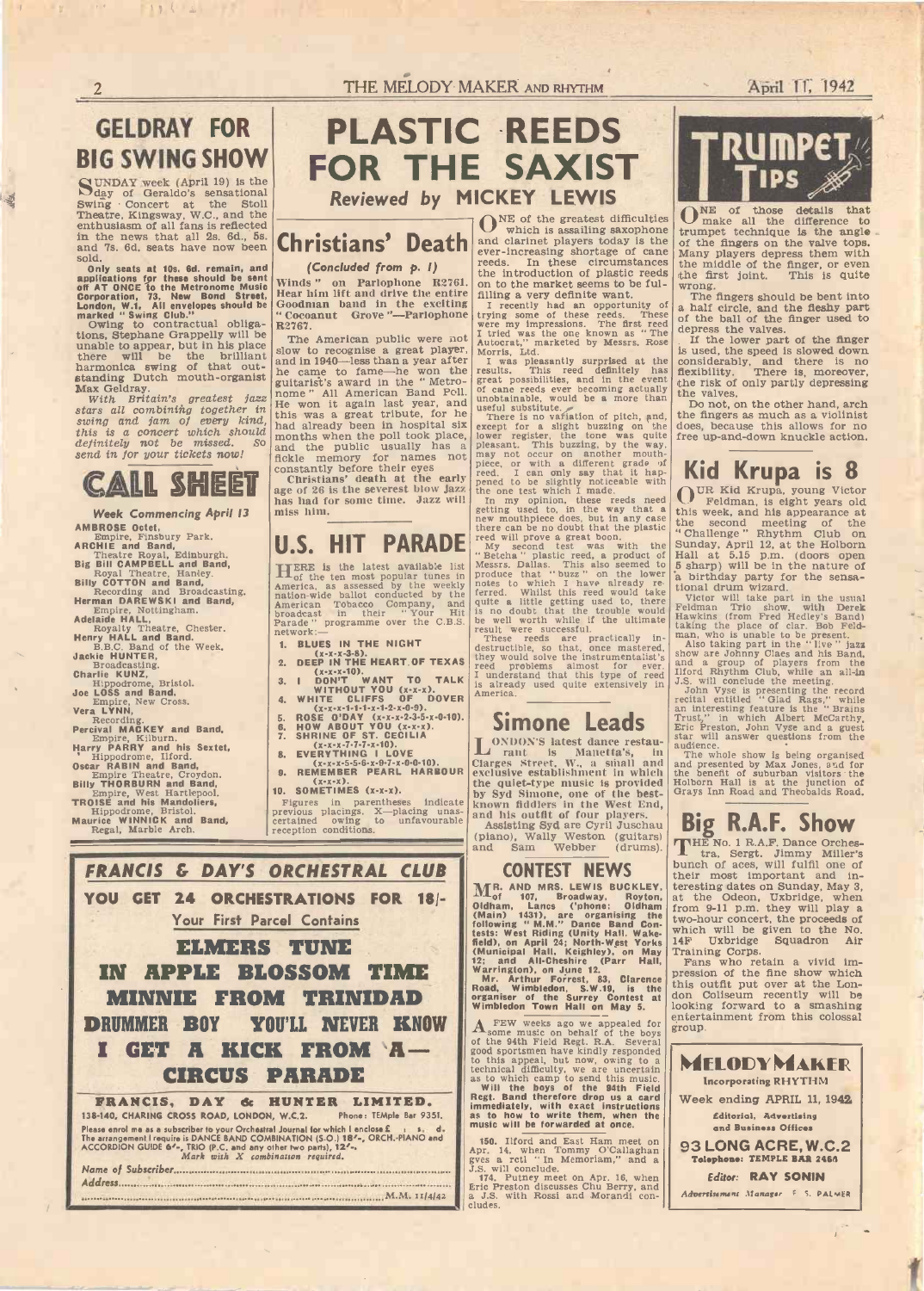## GELDRAY FOR BIG SWING SHOW

SUNDAY week (April 19) is the day of Geraldo's sensational Swing Concert at the Stoll Theatre, Kingsway, W.C., and the enthusiasm of all fans is reflected in the news that all 2s. 6d., 5s. and 7s. 6d. seats have now been sold.

**Only seats at 10s. 6d. remain, and applications for these should be sent off AT ONCE to the Metronome Music Corporation, 73, New Bond Street, London, W.1. All envelopes should be marked "Swing Club."**

Owing to contractual obligations, Stephane Grappelly will be unable to appear, but in his place there will be the brilliant harmonica swing of that outstanding Dutch mouth-organist Max Geldray.

*With Britain's greatest jazz stars all combining together in swing and jam of every kind, this is a concert which should definitely not be missed. So send in for your tickets now!*

## CALL SHEET

**Week Commencing April 13**

**AMBROSE Octet,** Empire, Finsbury Park.
**ARCHIE and Band,** Theatre Royal, Edinburgh.
**Big Bill CAMPBELL and Band,** Royal Theatre, Hanley.
**Billy COTTON and Band,** Recording and Broadcasting.
**Herman DAREWSKI and Band,** Empire, Nottingham.
**Adelaide HALL,** Royalty Theatre, Chester.
**Henry HALL and Band,** B.B.C. Band of the Week.
**Jackie HUNTER,** Broadcasting.
**Charlie KUNZ,** Hippodrome, Bristol.
**Joe LOSS and Band,** Empire, New Cross.
**Vera LYNN,** Recording.
**Percival MACKEY and Band,** Empire, Kilburn.
**Harry PARRY and his Sextet,** Hippodrome, Ilford.
**Oscar RABIN and Band,** Empire Theatre, Croydon.
**Billy THORBURN and Band,** Empire, West Hartlepool.
**TROISE and his Mandoliers,** Hippodrome, Bristol.
**Maurice WINNICK and Band,** Regal, Marble Arch.

# PLASTIC REEDS FOR THE SAXIST

*Reviewed by* **MICKEY LEWIS**

ONE of the greatest difficulties which is assailing saxophone and clarinet players today is the ever-increasing shortage of cane reeds. In these circumstances the introduction of plastic reeds on to the market seems to be fulfilling a very definite want.

I recently had an opportunity of trying some of these reeds. These were my impressions. The first reed I tried was the one known as "The Autocrat," marketed by Messrs. Rose Morris, Ltd.

I was pleasantly surprised at the results. This reed definitely has great possibilities, and in the event of cane reeds ever becoming actually unobtainable, would be a more than useful substitute.

There is no variation of pitch, and, except for a slight buzzing on the lower register, the tone was quite pleasant. This buzzing, by the way, may not occur on another mouthpiece, or with a different grade of reed. I can only say that it happened to be slightly noticeable with the one test which I made.

In my opinion, these reeds need getting used to, in the way that a new mouthpiece does, but in any case there can be no doubt that the plastic reed will prove a great boon.

My second test was with the "Betcha" plastic reed, a product of Messrs. Dallas. This also seemed to produce that "buzz" on the lower notes to which I have already referred. Whilst this reed would take quite a little getting used to, there is no doubt that the trouble would be well worth while if the ultimate result were successful.

These reeds are practically indestructible, so that, once mastered, they would solve the instrumentalist's reed problems almost for ever. I understand that this type of reed is already used quite extensively in America.

## Christians' Death

*(Concluded from p. 1)*

Winds" on Parlophone R2761. Hear him lift and drive the entire Goodman band in the exciting "Cocoanut Grove"—Parlophone R2767.

The American public were not slow to recognise a great player, and in 1940—less than a year after he came to fame—he won the guitarist's award in the "Metronome" All American Band Poll. He won it again last year, and this was a great tribute, for he had already been in hospital six months when the poll took place, and the public usually has a fickle memory for names not constantly before their eyes.

Christians' death at the early age of 26 is the severest blow Jazz has had for some time. Jazz will miss him.

## U.S. HIT PARADE

HERE is the latest available list of the ten most popular tunes in America, as assessed by the weekly nation-wide ballot conducted by the American Tobacco Company, and broadcast in their "Your Hit Parade" programme over the C.B.S. network:—

1. **BLUES IN THE NIGHT** (x-x-x-3-8).
2. **DEEP IN THE HEART OF TEXAS** (x-x-x-10).
3. **I DON'T WANT TO TALK WITHOUT YOU** (x-x-x).
4. **WHITE CLIFFS OF DOVER** (x-x-x-1-1-1-x-1-2-x-0-9).
5. **ROSE O'DAY** (x-x-x-2-3-5-x-0-10).
6. **HOW ABOUT YOU** (x-x-x).
7. **SHRINE OF ST. CECILIA** (x-x-x-7-7-7-x-10).
8. **EVERYTHING I LOVE** (x-x-x-5-5-6-x-9-7-x-0-0-10).
9. **REMEMBER PEARL HARBOUR** (x-x-x).
10. **SOMETIMES** (x-x-x).

Figures in parentheses indicate previous placings. X—placing unascertained owing to unfavourable reception conditions.

## Simone Leads

LONDON'S latest dance restaurant is Manetta's, in Clarges Street, W., a small and exclusive establishment in which the quiet-type music is provided by Syd Simone, one of the best-known fiddlers in the West End, and his outfit of four players.

Assisting Syd are Cyril Juschau (piano), Wally Weston (guitars) and Sam Webber (drums).

## CONTEST NEWS

**MR. AND MRS. LEWIS BUCKLEY, of 107, Broadway, Royton, Oldham, Lancs ('phone: Oldham (Main) 1431), are organising the following "M.M." Dance Band Contests: West Riding (Unity Hall, Wakefield), on April 24; North-West Yorks (Municipal Hall, Keighley), on May 12; and All-Cheshire (Parr Hall, Warrington), on June 12.**

**Mr. Arthur Forrest, 83, Clarence Road, Wimbledon, S.W.19, is the organiser of the Surrey Contest at Wimbledon Town Hall on May 5.**

A FEW weeks ago we appealed for some music on behalf of the boys of the 94th Field Regt. R.A. Several good sportsmen have kindly responded to this appeal, but now, owing to a technical difficulty, we are uncertain as to which camp to send this music.

**Will the boys of the 94th Field Regt. Band therefore drop us a card immediately, with exact instructions as to how to write them, when the music will be forwarded at once.**

150. Ilford and East Ham meet on Apr. 14, when Tommy O'Callaghan gves a rctl "In Memoriam," and a J.S. will conclude.

174. Putney meet on Apr. 16, when Eric Preston discusses Chu Berry, and a J.S. with Rossi and Morandi concludes.

## FRANCIS & DAY'S ORCHESTRAL CLUB

**YOU GET 24 ORCHESTRATIONS FOR 18/-**

Your First Parcel Contains

**ELMERS TUNE**
**IN APPLE BLOSSOM TIME**
**MINNIE FROM TRINIDAD**
**DRUMMER BOY — YOU'LL NEVER KNOW**
**I GET A KICK FROM 'A—**
**CIRCUS PARADE**

**FRANCIS, DAY & HUNTER LIMITED.**
138-140, CHARING CROSS ROAD, LONDON, W.C.2. Phone: TEMple Bar 9351.

Please enrol me as a subscriber to your Orchestral Journal for which I enclose £ s. d. The arrangement I require is DANCE BAND COMBINATION (S.O.) 18/-, ORCH.-PIANO and ACCORDION GUIDE 6/-, TRIO (P.C. and any other two parts), 12/-. *Mark with X combination required.*

Name of Subscriber.............................................
Address.............................................
............................................. M.M. 11/4/42

## TRUMPET TIPS

ONE of those details that make all the difference to trumpet technique is the angle of the fingers on the valve tops. Many players depress them with the middle of the finger, or even the first joint. This is quite wrong.

The fingers should be bent into a half circle, and the fleshy part of the ball of the finger used to depress the valves.

If the lower part of the finger is used, the speed is slowed down considerably, and there is no flexibility. There is, moreover, the risk of only partly depressing the valves.

Do not, on the other hand, arch the fingers as much as a violinist does, because this allows for no free up-and-down knuckle action.

## Kid Krupa is 8

OUR Kid Krupa, young Victor Feldman, is eight years old this week, and his appearance at the second meeting of the "Challenge" Rhythm Club on Sunday, April 12, at the Holborn Hall at 5.15 p.m. (doors open 5 sharp) will be in the nature of a birthday party for the sensational drum wizard.

Victor will take part in the usual Feldman Trio show, with Derek Hawkins (from Fred Hedley's Band) taking the place of clar. Bob Feldman, who is unable to be present.

Also taking part in the "live" jazz show are Johnny Claes and his Band, and a group of players from the Ilford Rhythm Club, while an all-in J.S. will conclude the meeting.

John Vyse is presenting the record recital entitled "Glad Rags," while an interesting feature is the "Brains Trust," in which Albert McCarthy, Eric Preston, John Vyse and a guest star will answer questions from the audience.

The whole show is being organised and presented by Max Jones, and for the benefit of suburban visitors the Holborn Hall is at the junction of Grays Inn Road and Theobalds Road.

## Big R.A.F. Show

THE No. 1 R.A.F. Dance Orchestra, Sergt. Jimmy Miller's bunch of aces, will fulfil one of their most important and interesting dates on Sunday, May 3, at the Odeon, Uxbridge, when from 9-11 p.m. they will play a two-hour concert, the proceeds of which will be given to the No. 14F Uxbridge Squadron Air Training Corps.

Fans who retain a vivid impression of the fine show which this outfit put over at the London Coliseum recently will be looking forward to a smashing entertainment from this colossal group.

**MELODY MAKER**
Incorporating RHYTHM

Week ending APRIL 11, 1942

Editorial, Advertising and Business Offices

**93 LONG ACRE, W.C.2**
Telephone: TEMPLE BAR 2468

Editor: **RAY SONIN**

*Advertisement Manager* F. S. PALMER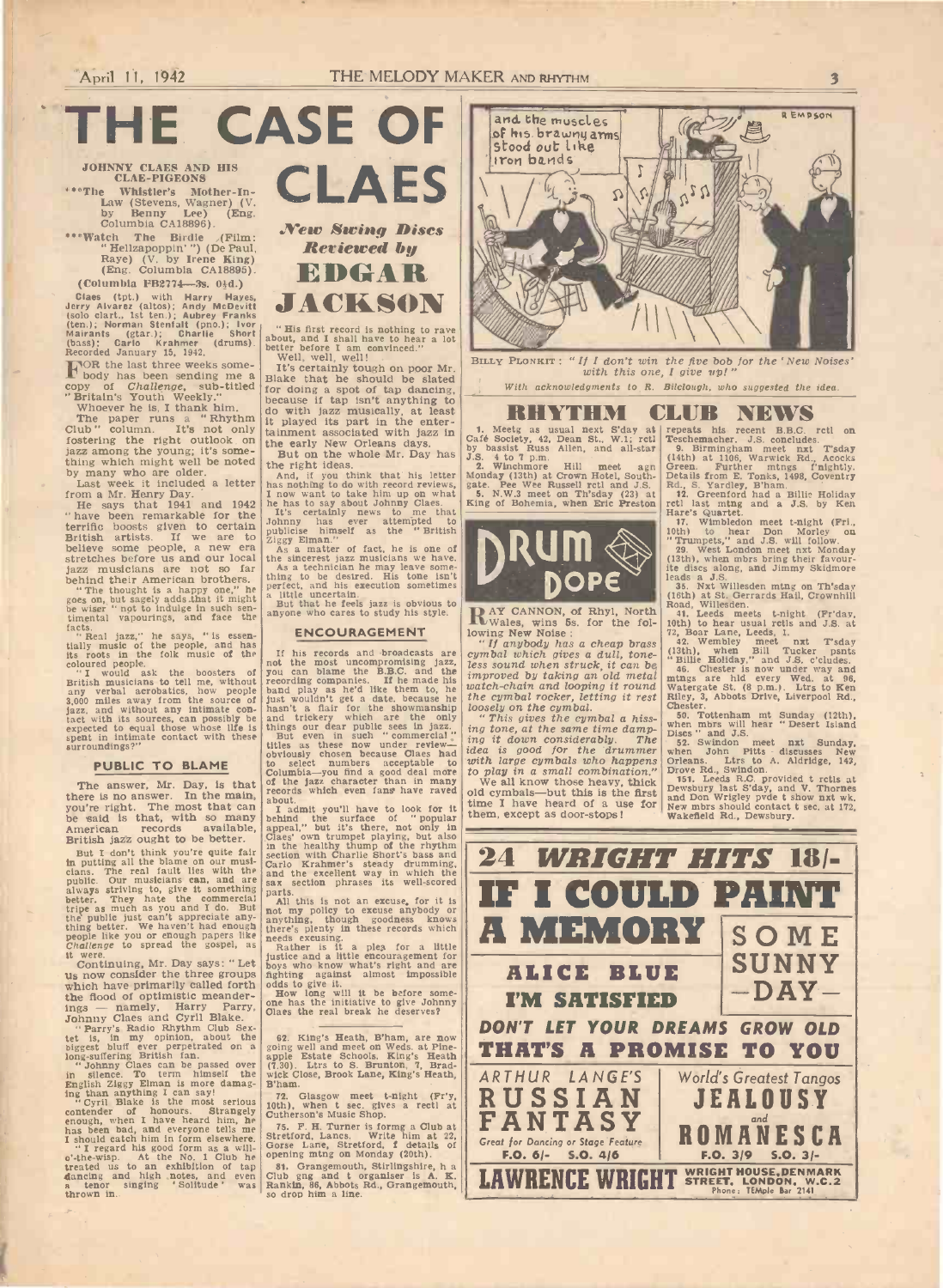# THE CASE OF CLAES

## *New Swing Discs Reviewed by* EDGAR JACKSON

**JOHNNY CLAES AND HIS CLAE-PIGEONS**

***The Whistler's Mother-In-Law (Stevens, Wagner) (V. by Benny Lee) (Eng. Columbia CA18896).

***Watch The Birdie (Film: "Hellzapoppin'") (De Paul, Raye) (V. by Irene King) (Eng. Columbia CA18895).

**(Columbia FB2774—3s. 0½d.)**

Claes (tpt.) with Harry Hayes, Jerry Alvarez (altos); Andy McDevitt (solo clart., 1st ten.); Aubrey Franks (ten.); Norman Stenfalt (pno.); Ivor Mairants (gtar.); Charlie Short (bass); Carlo Krahmer (drums). Recorded January 15, 1942.

FOR the last three weeks somebody has been sending me a copy of *Challenge*, sub-titled "Britain's Youth Weekly."

Whoever he is, I thank him.

The paper runs a "Rhythm Club" column. It's not only fostering the right outlook on jazz among the young; it's something which might well be noted by many who are older.

Last week it included a letter from a Mr. Henry Day.

He says that 1941 and 1942 "have been remarkable for the terrific boosts given to certain British artists. If we are to believe some people, a new era stretches before us and our local jazz musicians are not so far behind their American brothers.

"The thought is a happy one," he goes on, but sagely adds that it might be wiser "not to indulge in such sentimental vapourings, and face the facts.

"Real jazz," he says, "is essentially music of the people, and has its roots in the folk music of the coloured people.

"I would ask the boosters of British musicians to tell me, without any verbal acrobatics, how people 3,000 miles away from the source of jazz, and without any intimate contact with its sources, can possibly be expected to equal those whose life is spent in intimate contact with these surroundings?"

### PUBLIC TO BLAME

The answer, Mr. Day, is that there is no answer. In the main, you're right. The most that can be said is that, with so many American records available, British jazz ought to be better.

But I don't think you're quite fair in putting all the blame on our musicians. The real fault lies with the public. Our musicians can, and are always striving to, give it something better. They hate the commercial tripe as much as you and I do. But the public just can't appreciate anything better. We haven't had enough people like you or enough papers like *Challenge* to spread the gospel, as it were.

Continuing, Mr. Day says: "Let us now consider the three groups which have primarily called forth the flood of optimistic meanderings — namely, Harry Parry, Johnny Claes and Cyril Blake.

"Parry's Radio Rhythm Club Sextet is, in my opinion, about the biggest bluff ever perpetrated on a long-suffering British fan.

"Johnny Claes can be passed over in silence. To term himself the English Ziggy Elman is more damaging than anything I can say!

"Cyril Blake is the most serious contender of honours. Strangely enough, when I have heard him, he has been bad, and everyone tells me I should catch him in form elsewhere.

"I regard his good form as a will-o'-the-wisp. At the No. 1 Club he treated us to an exhibition of tap dancing and high notes, and even a tenor singing 'Solitude' was thrown in.

"His first record is nothing to rave about, and I shall have to hear a lot better before I am convinced."

Well, well, well!

It's certainly tough on poor Mr. Blake that he should be slated for doing a spot of tap dancing, because if tap isn't anything to do with jazz musically, at least it played its part in the entertainment associated with jazz in the early New Orleans days.

But on the whole Mr. Day has the right ideas.

And, if you think that his letter has nothing to do with record reviews, I now want to take him up on what he has to say about Johnny Claes.

It's certainly news to me that Johnny has ever attempted to publicise himself as the "British Ziggy Elman."

As a matter of fact, he is one of the sincerest jazz musicians we have.

As a technician he may leave something to be desired. His tone isn't perfect, and his execution sometimes a little uncertain.

But that he feels jazz is obvious to anyone who cares to study his style.

### ENCOURAGEMENT

If his records and broadcasts are not the most uncompromising jazz, you can blame the B.B.C. and the recording companies. If he made his band play as he'd like them to, he just wouldn't get a date, because he hasn't a flair for the showmanship and trickery which are the only things our dear public sees in jazz.

But even in such "commercial" titles as these now under review—obviously chosen because Claes had to select numbers acceptable to Columbia—you find a good deal more of the jazz character than in many records which even fans have raved about.

I admit you'll have to look for it behind the surface of "popular appeal," but it's there, not only in Claes' own trumpet playing, but also in the healthy thump of the rhythm section with Charlie Short's bass and Carlo Krahmer's steady drumming, and the excellent way in which the sax section phrases its well-scored parts.

All this is not an excuse, for it is not my policy to excuse anybody or anything, though goodness knows there's plenty in these records which needs excusing.

Rather is it a plea for a little justice and a little encouragement for boys who know what's right and are fighting against almost impossible odds to give it.

How long will it be before someone has the initiative to give Johnny Claes the real break he deserves?

---

62. King's Heath, B'ham, are now going well and meet on Weds. at Pineapple Estate Schools, King's Heath (7.30). Ltrs to S. Brunton, 7, Bradwick Close, Brook Lane, King's Heath, B'ham.

72. Glasgow meet t-night (Fr'y, 10th), when t sec. gives a rectl at Cutherson's Music Shop.

75. F. H. Turner is forming a Club at Stretford, Lancs. Write him at 22, Gorse Lane, Stretford, f details of opening mtng on Monday (20th).

81. Grangemouth, Stirlingshire, h a Club gng and t organiser is A. K. Rankin, 86, Abbots Rd., Grangemouth, so drop him a line.

---

BILLY PLONKIT: *"If I don't win the five bob for the 'New Noises' with this one, I give up!"*

*With acknowledgments to R. Bilclough, who suggested the idea.*

# RHYTHM CLUB NEWS

1. Meetg as usual next S'day at Café Society, 42, Dean St., W.1; rctl by bassist Russ Allen, and all-star J.S. 4 to 7 p.m.

2. Winchmore Hill meet agn Monday (13th) at Crown Hotel, Southgate. Pee Wee Russell rctl and J.S.

5. N.W.3 meet on Th'sday (23) at King of Bohemia, when Eric Preston repeats his recent B.B.C. rctl on Teschemacher. J.S. concludes.

9. Birmingham meet nxt T'sday (14th) at 1106, Warwick Rd., Acocks Green. Further mtngs f'nightly. Details from E. Tonks, 1498, Coventry Rd., S. Yardley, B'ham.

12. Greenford had a Billie Holiday rctl last mtng and a J.S. by Ken Hare's Quartet.

17. Wimbledon meet t-night (Fri., 10th) to hear Don Morley on "Trumpets," and J.S. will follow.

29. West London meet nxt Monday (13th), when mbrs bring their favourite discs along, and Jimmy Skidmore leads a J.S.

35. Nxt Willesden mtng on Th'sday (16th) at St. Gerrards Hall, Crownhill Road, Willesden.

41. Leeds meets t-night (Fr'day, 10th) to hear usual rctls and J.S. at 72, Boar Lane, Leeds, 1.

42. Wembley meet nxt T'sday (13th), when Bill Tucker psnts "Billie Holiday," and J.S. c'cludes.

46. Chester is now under way and mtngs are hld every Wed. at 96, Watergate St. (8 p.m.). Ltrs to Ken Riley, 3, Abbots Drive, Liverpool Rd., Chester.

50. Tottenham mt Sunday (12th), when mbrs will hear "Desert Island Discs" and J.S.

52. Swindon meet nxt Sunday, when John Pitts discusses New Orleans. Ltrs to A. Aldridge, 142, Drove Rd., Swindon.

151. Leeds R.C. provided t rctls at Dewsbury last S'day, and V. Thornes and Don Wrigley pvde t show nxt wk. New mbrs should contact t sec. at 172, Wakefield Rd., Dewsbury.

# DRUM DOPE

RAY CANNON, of Rhyl, North Wales, wins 5s. for the following New Noise:

*"If anybody has a cheap brass cymbal which gives a dull, toneless sound when struck, it can be improved by taking an old metal watch-chain and looping it round the cymbal rocker, letting it rest loosely on the cymbal.*

*"This gives the cymbal a hissing tone, at the same time damping it down considerably. The idea is good for the drummer with large cymbals who happens to play in a small combination."*

We all know those heavy, thick old cymbals—but this is the first time I have heard of a use for them, except as door-stops!

---

# 24 *WRIGHT HITS* 18/-

# IF I COULD PAINT A MEMORY

## SOME SUNNY —DAY—

## ALICE BLUE

## I'M SATISFIED

## *DON'T LET YOUR DREAMS GROW OLD*

## THAT'S A PROMISE TO YOU

*ARTHUR LANGE'S*
## RUSSIAN FANTASY
*Great for Dancing or Stage Feature*
F.O. 6/- S.O. 4/6

*World's Greatest Tangos*
## JEALOUSY *and* ROMANESCA
F.O. 3/9 S.O. 3/-

**LAWRENCE WRIGHT** WRIGHT HOUSE, DENMARK STREET, LONDON, W.C.2 Phone: TEMple Bar 2141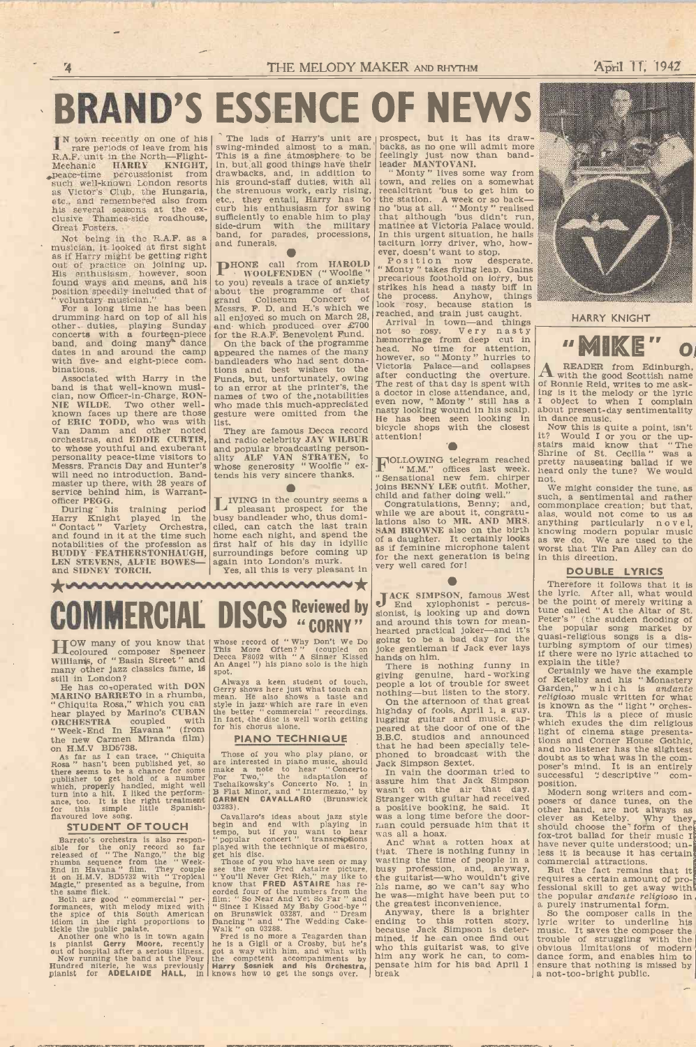# BRAND'S ESSENCE OF NEWS

IN town recently on one of his rare periods of leave from his R.A.F. unit in the North—Flight-Mechanic **HARRY KNIGHT**, peace-time percussionist from such well-known London resorts as Victor's Club, the Hungaria, etc., and remembered also from his several seasons at the exclusive Thames-side roadhouse, Great Fosters.

Not being in the R.A.F. as a musician, it looked at first sight as if Harry might be getting right out of practice on joining up. His enthusiasm, however, soon found ways and means, and his position speedily included that of "voluntary musician."

For a long time he has been drumming hard on top of all his other duties, playing Sunday concerts with a fourteen-piece band, and doing many dance dates in and around the camp with five- and eight-piece combinations.

Associated with Harry in the band is that well-known musician, now Officer-in-Charge, **RONNIE WILDE**. Two other well-known faces up there are those of **ERIC TODD**, who was with Van Damm and other noted orchestras, and **EDDIE CURTIS**, to whose youthful and exuberant personality peace-time visitors to Messrs. Francis Day and Hunter's will need no introduction. Bandmaster up there, with 28 years of service behind him, is Warrant-officer **PEGG**.

During his training period Harry Knight played in the "Contact" Variety Orchestra, and found in it at the time such notabilities of the profession as **BUDDY FEATHERSTONHAUGH, LEN STEVENS, ALFIE BOWES**—and **SIDNEY TORCH**.

The lads of Harry's unit are swing-minded almost to a man. This is a fine atmosphere to be in, but all good things have their drawbacks, and, in addition to his ground-staff duties, with all the strenuous work, early rising, etc., they entail, Harry has to curb his enthusiasm for swing sufficiently to enable him to play side-drum with the military band, for parades, processions, and funerals.

●

PHONE call from **HAROLD WOOLFENDEN** ("Woolfie" to you) reveals a trace of anxiety about the programme of that grand Coliseum Concert of Messrs. F. D. and H.'s which we all enjoyed so much on March 28, and which produced over £700 for the R.A.F. Benevolent Fund.

On the back of the programme appeared the names of the many bandleaders who had sent donations and best wishes to the Funds, but, unfortunately, owing to an error at the printer's, the names of two of the notabilities who made this much-appreciated gesture were omitted from the list.

They are famous Decca record and radio celebrity **JAY WILBUR** and popular broadcasting personality **ALF VAN STRATEN**, to whose generosity "Woolfie" extends his very sincere thanks.

●

LIVING in the country seems a pleasant prospect for the busy bandleader who, thus domiciled, can catch the last train home each night, and spend the first half of his day in idyllic surroundings before coming up again into London's murk.

Yes, all this is very pleasant in prospect, but it has its drawbacks, as no one will admit more feelingly just now than bandleader **MANTOVANI**.

"Monty" lives some way from town, and relies on a somewhat recalcitrant 'bus to get him to the station. A week or so back—no 'bus at all. "Monty" realised that although 'bus didn't run, matinee at Victoria Palace would. In this urgent situation, he hails taciturn lorry driver, who, however, doesn't want to stop.

Position now desperate. "Monty" takes flying leap. Gains precarious foothold on lorry, but strikes his head a nasty biff in the process. Anyhow, things look rosy, because station is reached, and train just caught.

Arrival in town—and things not so rosy. Very nasty hæmorrhage from deep cut in head. No time for attention, however, so "Monty" hurries to Victoria Palace—and collapses after conducting the overture. The rest of that day is spent with a doctor in close attendance, and, even now, "Monty" still has a nasty looking wound in his scalp. He has been seen looking in bicycle shops with the closest attention!

●

FOLLOWING telegram reached "M.M." offices last week. "Sensational new fem. chirper joins **BENNY LEE** outfit. Mother, child and father doing well."

Congratulations, Benny; and, while we are about it, congratulations also to **MR. AND MRS. SAM BROWNE** also on the birth of a daughter. It certainly looks as if feminine microphone talent for the next generation is being very well cared for!

●

JACK SIMPSON, famous West End xylophonist - percussionist, is looking up and down and around this town for mean-hearted practical joker—and it's going to be a bad day for the joke gentleman if Jack ever lays hands on him.

There is nothing funny in giving genuine, hard-working people a lot of trouble for sweet nothing—but listen to the story.

On the afternoon of that great highday of fools, April 1, a guy, lugging guitar and music, appeared at the door of one of the B.B.C. studios and announced that he had been specially telephoned to broadcast with the Jack Simpson Sextet.

In vain the doorman tried to assure him that Jack Simpson wasn't on the air that day. Stranger with guitar had received a positive booking, he said. It was a long time before the doorman could persuade him that it was all a hoax.

And what a rotten hoax at that. There is nothing funny in wasting the time of people in a busy profession, and, anyway, the guitarist—who wouldn't give his name, so we can't say who he was—might have been put to the greatest inconvenience.

Anyway, there is a brighter ending to this rotten story, because Jack Simpson is determined, if he can once find out who this guitarist was, to give him any work he can, to compensate him for his bad April 1 break

HARRY KNIGHT

## "MIKE" O...

A READER from Edinburgh, with the good Scottish name of Ronnie Reid, writes to me asking is it the melody or the lyric I object to when I complain about present-day sentimentality in dance music.

Now this is quite a point, isn't it? Would I or you or the upstairs maid know that "The Shrine of St. Cecilia" was a pretty nauseating ballad if we heard only the tune? We would not.

We might consider the tune, as such, a sentimental and rather commonplace creation; but that, alas, would not come to us as anything particularly novel, knowing modern popular music as we do. We are used to the worst that Tin Pan Alley can do in this direction.

### DOUBLE LYRICS

Therefore it follows that it is the lyric. After all, what would be the point of merely writing a tune called "At the Altar of St. Peter's" (the sudden flooding of the popular song market by quasi-religious songs is a disturbing symptom of our times) if there were no lyric attached to explain the title?

Certainly we have the example of Ketelby and his "Monastery Garden," which is *andante religioso* music written for what is known as the "light" orchestra. This is a piece of music which exudes the dim religious light of cinema stage presentations and Corner House Gothic, and no listener has the slightest doubt as to what was in the composer's mind. It is an entirely successful "descriptive" composition.

Modern song writers and composers of dance tunes, on the other hand, are not always as clever as Ketelby. Why they should choose the form of the fox-trot ballad for their music I have never quite understood; unless it is because it has certain commercial attractions.

But the fact remains that it requires a certain amount of professional skill to get away with the popular *andante religioso* in a purely instrumental form.

So the composer calls in the lyric writer to underline his music. It saves the composer the trouble of struggling with the obvious limitations of modern dance form, and enables him to ensure that nothing is missed by a not-too-bright public.

# COMMERCIAL DISCS Reviewed by "CORNY"

HOW many of you know that coloured composer Spencer Williams, of "Basin Street" and many other jazz classics fame, is still in London?

He has co-operated with **DON MARINO BARRETO** in a rhumba, "Chiquita Rosa," which you can hear played by Marino's **CUBAN ORCHESTRA** coupled with "Week-End In Havana" (from the new Carmen Miranda film) on H.M.V BD5738.

As far as I can trace, "Chiquita Rosa" hasn't been published yet, so there seems to be a chance for some publisher to get hold of a number which, properly handled, might well turn into a hit. I liked the performance, too. It is the right treatment for this simple little Spanish-flavoured love song.

### STUDENT OF TOUCH

Barreto's orchestra is also responsible for the only record so far released of "The Nango," the big rhumba sequence from the "Week-End in Havana" film. They couple it on H.M.V. BD5732 with "Tropical Magic," presented as a beguine, from the same flick.

Both are good "commercial" performances, with melody mixed with the spice of this South American idiom in the right proportions to tickle the public palate.

Another one who is in town again is pianist **Gerry Moore**, recently out of hospital after a serious illness.

Now running the band at the Four Hundred niterie, he was previously pianist for **ADELAIDE HALL**, in whose record of "Why Don't We Do This More Often?" (coupled on Decca F8092 with "A Sinner Kissed An Angel") his piano solo is the high spot.

Always a keen student of touch, Gerry shows here just what touch can mean. He also shows a taste and style in jazz which are rare in even the better "commercial" recordings. In fact, the disc is well worth getting for his chorus alone.

### PIANO TECHNIQUE

Those of you who play piano, or are interested in piano music, should make a note to hear "Concerto For Two," the adaptation of Tschaikowsky's Concerto No. 1 in B Flat Minor, and "Intermezzo," by **CARMEN CAVALLARO** (Brunswick 03283).

Cavallaro's ideas about jazz style begin and end with playing in tempo, but if you want to hear "popular concert" transcriptions played with the technique of maestro, get his disc.

Those of you who have seen or may see the new Fred Astaire picture, "You'll Never Get Rich," may like to know that **FRED ASTAIRE** has recorded four of the numbers from the film: "So Near And Yet So Far" and "Since I Kissed My Baby Good-bye" on Brunswick 03287, and "Dream Dancing" and "The Wedding Cake-Walk" on 03288.

Fred is no more a Teagarden than he is a Gigli or a Crosby, but he's got a way with him, and what with the competent accompaniments by **Harry Sosnick and his Orchestra**, knows how to get the songs over.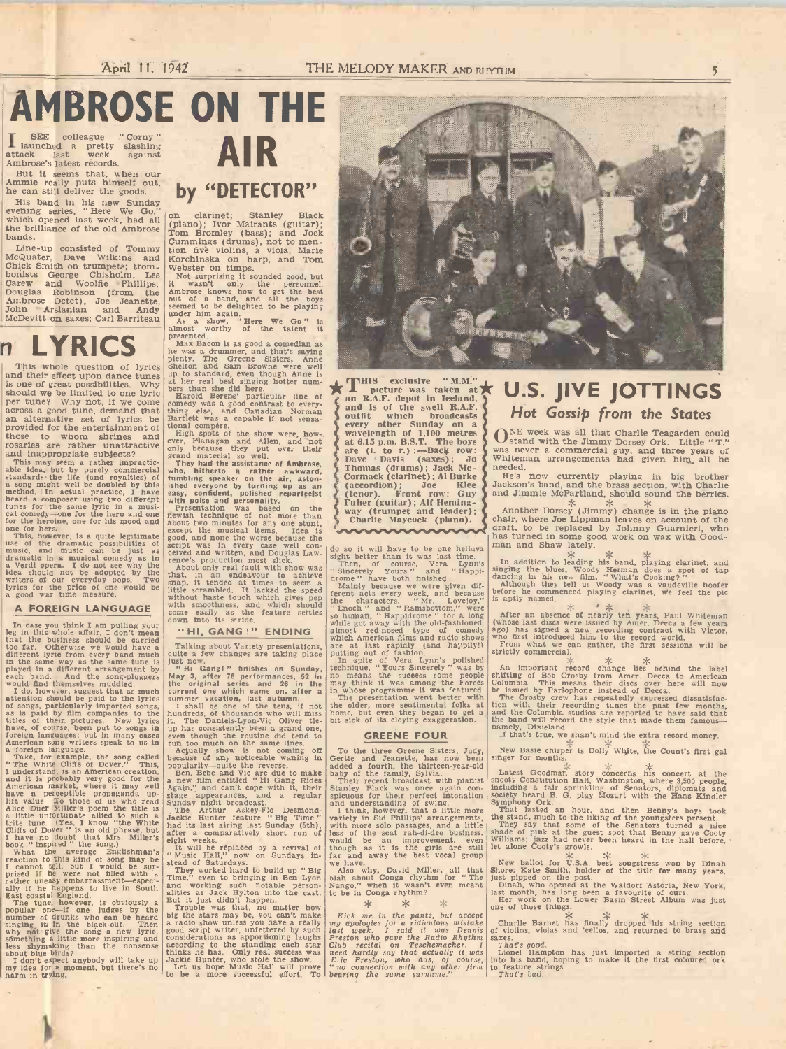# AMBROSE ON THE AIR

## by "DETECTOR"

I SEE colleague "Corny" launched a pretty slashing attack last week against Ambrose's latest records.

But it seems that, when our Ammie really puts himself out, he can still deliver the goods.

His band in his new Sunday evening series, "Here We Go," which opened last week, had all the brilliance of the old Ambrose bands.

Line-up consisted of Tommy McQuater, Dave Wilkins and Chick Smith on trumpets; trombonists George Chisholm, Les Carew and Woolfie Phillips; Douglas Robinson (from the Ambrose Octet), Joe Jeanette, John Arslanian and Andy McDevitt on saxes; Carl Barriteau on clarinet; Stanley Black (piano); Ivor Mairants (guitar); Tom Bromley (bass); and Jock Cummings (drums), not to mention five violins, a viola, Marie Korchinska on harp, and Tom Webster on timps.

Not surprising it sounded good, but it wasn't only the personnel. Ambrose knows how to get the best out of a band, and all the boys seemed to be delighted to be playing under him again.

As a show, "Here We Go" is almost worthy of the talent it presented.

Max Bacon is as good a comedian as he was a drummer, and that's saying plenty. The Greene Sisters, Anne Shelton and Sam Browne were well up to standard, even though Anne is at her real best singing hotter numbers than she did here.

Harold Berens' particular line of comedy was a good contrast to everything else, and Canadian Norman Bartlett was a capable if not sensational compère.

High spots of the show were, however, Flanagan and Allen, and not only because they put over their grand material so well.

**They had the assistance of Ambrose, who, hitherto a rather awkward, fumbling speaker on the air, astonished everyone by turning up as an easy, confident, polished reparteeist with poise and personality.**

Presentation was based on the newish technique of not more than about two minutes for any one stunt, except the musical items. Idea is good, and none the worse because the script was in every case well conceived and written, and Douglas Lawrence's production most slick.

About only real fault with show was that, in an endeavour to achieve snap, it tended at times to seem a little scrambled. It lacked the speed without haste touch which gives pep with smoothness, and which should come easily as the feature settles down into its stride.

### "HI, GANG!" ENDING

Talking about Variety presentations, quite a few changes are taking place just now.

"Hi Gang!" finishes on Sunday, May 3, after 78 performances, 52 in the original series and 26 in the current one which came on, after a summer vacation, last autumn.

I shall be one of the tens, if not hundreds, of thousands who will miss it. The Daniels-Lyon-Vic Oliver tie-up has consistently been a grand one, even though the routine did tend to run too much on the same lines.

Actually show is not coming off because of any noticeable waning in popularity—quite the reverse.

Ben, Bebe and Vic are due to make a new film entitled "Hi Gang Rides Again," and can't cope with it, their stage appearances, and a regular Sunday night broadcast.

The Arthur Askey-Flo Desmond-Jackie Hunter feature "Big Time" had its last airing last Sunday (5th), after a comparatively short run of eight weeks.

It will be replaced by a revival of "Music Hall," now on Sundays instead of Saturdays.

They worked hard to build up "Big Time," even to bringing in Ben Lyon and working such notable personalities as Jack Hylton into the cast. But it just didn't happen.

Trouble was that, no matter how big the stars may be, you can't make a radio show unless you have a really good script writer, unfettered by such considerations as apportioning laughs according to the standing each star thinks he has. Only real success was Jackie Hunter, who stole the show.

Let us hope Music Hall will prove to be a more successful effort. To do so it will have to be one helluva sight better than it was last time.

Then, of course, Vera Lynn's "Sincerely Yours" and "Happidrome" have both finished.

Mainly because we were given different acts every week, and because the characters, "Mr. Lovejoy," "Enoch" and "Ramsbottom," were so human, "Happidrome" for a long while got away with the old-fashioned, almost red-nosed type of comedy which American films and radio shows are at last rapidly (and happily!) putting out of fashion.

In spite of Vera Lynn's polished technique, "Yours Sincerely" was by no means the success some people may think it was among the Forces in whose programme it was featured.

The presentation went better with the older, more sentimental folks at home, but even they began to get a bit sick of its cloying exaggeration.

### GREENE FOUR

To the three Greene Sisters, Judy, Gertie and Jeanette, has now been added a fourth, the thirteen-year-old baby of the family, Sylvia.

Their recent broadcast with pianist Stanley Black was once again conspicuous for their perfect intonation and understanding of swing.

I think, however, that a little more variety in Sid Phillips' arrangements, with more solo passages, and a little less of the scat rah-di-dee business, would be an improvement, even though as it is the girls are still far and away the best vocal group we have.

Also why, David Miller, all that blah about Conga rhythm for "The Nango," when it wasn't even meant to be in Conga rhythm?

\* \* \*

*Kick me in the pants, but accept my apologies for a ridiculous mistake last week. I said it was Dennis Preston who gave the Radio Rhythm Club recital on Teschemacher. I need hardly say that actually it was Eric Preston, who has, of course, "no connection with any other firm bearing the same surname."*

# ...n LYRICS

This whole question of lyrics and their effect upon dance tunes is one of great possibilities. Why should we be limited to one lyric per tune? Why not, if we come across a good tune, demand that an alternative set of lyrics be provided for the entertainment of those to whom shrines and rosaries are rather unattractive and inappropriate subjects?

This may seem a rather impracticable idea, but by purely commercial standards the life (and royalties) of a song might well be doubled by this method. In actual practice, I have heard a composer using two different tunes for the same lyric in a musical comedy—one for the hero and one for the heroine, one for his mood and one for hers.

This, however, is a quite legitimate use of the dramatic possibilities of music, and music can be just as dramatic in a musical comedy as in a Verdi opera. I do not see why the idea should not be adopted by the writers of our everyday pops. Two lyrics for the price of one would be a good war time measure.

### A FOREIGN LANGUAGE

In case you think I am pulling your leg in this whole affair, I don't mean that the business should be carried too far. Otherwise we would have a different lyric from every band much in the same way as the same tune is played in a different arrangement by each band. And the song-pluggers would find themselves muddled.

I do, however, suggest that as much attention should be paid to the lyrics of songs, particularly imported songs, as is paid by film companies to the titles of their pictures. New lyrics have, of course, been put to songs in foreign languages; but in many cases American song writers speak to us in a foreign language.

Take, for example, the song called "The White Cliffs of Dover." This, I understand, is an American creation, and it is probably very good for the American market, where it may well have a perceptible propaganda uplift value. To those of us who read Alice Duer Miller's poem the title is a little unfortunate allied to such a trite tune. (Yes, I know "the White Cliffs of Dover" is an old phrase, but I have no doubt that Mrs. Miller's book "inspired" the song.)

What the average Englishman's reaction to this kind of song may be I cannot tell, but I would be surprised if he were not filled with a rather uneasy embarrassment—especially if he happens to live in South East coastal England.

The tune, however, is obviously a popular one—if one judges by the number of drunks who can be heard singing it in the black-out. Then why not give the song a new lyric, something a little more inspiring and less shymaking than the nonsense about blue birds?

I don't expect anybody will take up my idea for a moment, but there's no harm in trying.

★ THIS exclusive "M.M." picture was taken at an R.A.F. depot in Iceland, and is of the swell R.A.F. outfit which broadcasts every other Sunday on a wavelength of 1,100 metres at 6.15 p.m. B.S.T. The boys are (l. to r.):—Back row: Dave Davis (saxes); Jo Thomas (drums); Jack McCormack (clarinet); Al Burke (accordion); Joe Klee (tenor). Front row: Guy Fuher (guitar); Alf Hemingway (trumpet and leader); Charlie Maycock (piano). ★

# U.S. JIVE JOTTINGS

## Hot Gossip from the States

ONE week was all that Charlie Teagarden could stand with the Jimmy Dorsey Ork. Little "T." was never a commercial guy, and three years of Whiteman arrangements had given him all he needed.

He's now currently playing in big brother Jackson's band, and the brass section, with Charlie and Jimmie McPartland, should sound the berries.

\* \* \*

Another Dorsey (Jimmy) change is in the piano chair, where Joe Lippman leaves on account of the draft, to be replaced by Johnny Guarnieri, who has turned in some good work on wax with Goodman and Shaw lately.

\* \* \*

In addition to leading his band, playing clarinet, and singing the blues, Woody Herman does a spot of tap dancing in his new film, "What's Cooking?"

Although they tell us Woody was a vaudeville hoofer before he commenced playing clarinet, we feel the pic is aptly named.

\* \* \*

After an absence of nearly ten years, Paul Whiteman (whose last discs were issued by Amer. Decca a few years ago) has signed a new recording contract with Victor, who first introduced him to the record world.

From what we can gather, the first sessions will be strictly commercial.

\* \* \*

An important record change lies behind the label shifting of Bob Crosby from Amer. Decca to American Columbia. This means their discs over here will now be issued by Parlophone instead of Decca.

The Crosby crew has repeatedly expressed dissatisfaction with their recording tunes the past few months, and the Columbia studios are reported to have said that the band will record the style that made them famous—namely, Dixieland.

If that's true, we shan't mind the extra record money.

\* \* \*

New Basie chirper is Dolly White, the Count's first gal singer for months.

\* \* \*

Latest Goodman story concerns his concert at the snooty Constitution Hall, Washington, where 3,500 people, including a fair sprinkling of Senators, diplomats and society heard B. G. play Mozart with the Hans Kindler Symphony Ork.

That lasted an hour, and then Benny's boys took the stand, much to the liking of the youngsters present.

They say that some of the Senators turned a nice shade of pink at the guest spot that Benny gave Cooty Williams; jazz had never been heard in the hall before, let alone Cooty's growls.

\* \* \*

New ballot for U.S.A. best songstress won by Dinah Shore; Kate Smith, holder of the title for many years, just pipped on the post.

Dinah, who opened at the Waldorf Astoria, New York, last month, has long been a favourite of ours.

Her work on the Lower Basin Street Album was just one of those things.

\* \* \*

Charlie Barnet has finally dropped his string section of violins, violas and 'cellos, and returned to brass and saxes.

*That's good.*

Lionel Hampton has just imported a string section into his band, hoping to make it the first coloured ork to feature strings.

*That's bad.*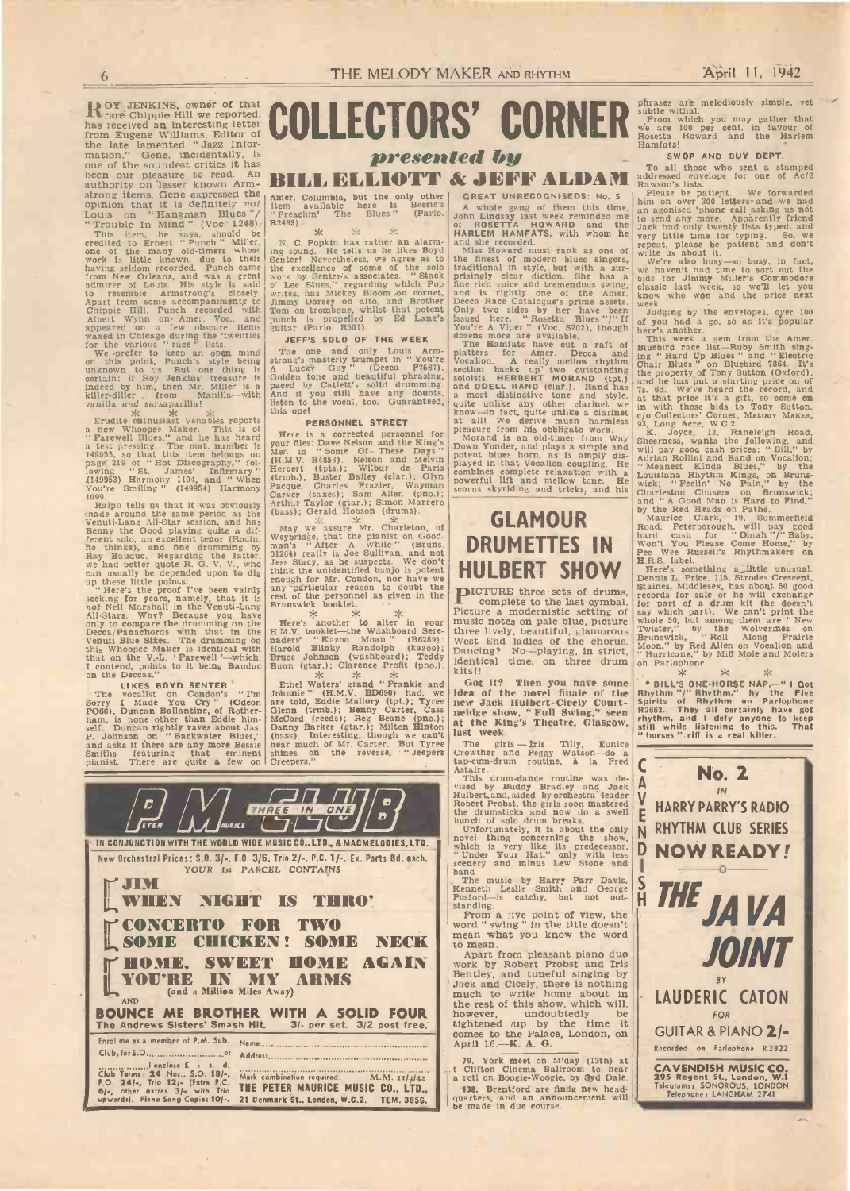# COLLECTORS' CORNER

## *presented by* BILL ELLIOTT & JEFF ALDAM

ROY JENKINS, owner of that rare Chippie Hill we reported, has received an interesting letter from Eugene Williams, Editor of the late lamented "Jazz Information." Gene, incidentally, is one of the soundest critics it has been our pleasure to read. An authority on lesser known Armstrong items, Gene expressed the opinion that it is definitely *not* Louis on "Hangman Blues"/"Trouble In Mind" (Voc. 1248).

This item, he says, should be credited to Ernest "Punch" Miller, one of the many old-timers whose work is little known, due to their having seldom recorded. Punch came from New Orleans, and was a great admirer of Louis. His style is said to resemble Armstrong's closely. Apart from some accompaniments to Chippie Hill, Punch recorded with Albert Wynn on Amer. Voc., and appeared on a few obscure items waxed in Chicago during the 'twenties for the various "race" lists.

We prefer to keep an open mind on this point, Punch's style being unknown to us. But one thing is certain: if Roy Jenkins' treasure is indeed by him, then Mr. Miller is a killer-diller from Manilla—with vanilla *and* sarsaparilla!

\* \* \*

Erudite enthusiast Venables reports a new Whoopee Maker. This is of "Farewell Blues," and he has heard a test pressing. The mat. number is 149955, so that this item belongs on page 219 of "Hot Discography," following "St. James' Infirmary" (149953) Harmony 1104, and "When You're Smiling" (149954) Harmony 1099.

Ralph tells us that it was obviously made around the same period as the Venuti-Lang All-Star session, and has Benny the Good playing quite a different solo, an excellent tenor (Rodin, he thinks), and fine drumming by Ray Bauduc. Regarding the latter, we had better quote R. G. V. V., who can usually be depended upon to dig up these little points:

"Here's the proof I've been vainly seeking for years, namely, that it is *not* Neil Marshall in the Venuti-Lang All-Stars. Why? Because you have only to compare the drumming on the Decca/Panachords with that in the Venuti Blue Sixes. The drumming on this Whoopee Maker is identical with that on the V.-L. 'Farewell'—which, I contend, points to it being Bauduc on the Deccas."

### LIKES BOYD SENTER

The vocalist on Condon's "I'm Sorry I Made You Cry" (Odeon PO66), Duncan Ballantine, of Rotherham, is none other than Eddie himself. Duncan rightly raves about Jas. P. Johnson on "Backwater Blues," and asks if there are any more Bessie Smiths featuring that eminent pianist. There are quite a few on Amer. Columbia, but the only other item available here is Bessie's "Preachin' The Blues" (Parlo. R2483).

\* \* \*

N. C. Popkin has rather an alarming sound. He tells us he likes Boyd Senter! Nevertheless, we agree as to the excellence of some of the solo work by Senter's associates. "Stack o' Lee Blues," regarding which Pop writes, has Mickey Bloom on cornet, Jimmy Dorsey on alto, and Brother Tom on trombone, whilst that potent punch is propelled by Ed Lang's guitar (Parlo. R501).

### JEFF'S SOLO OF THE WEEK

The one and only Louis Armstrong's masterly trumpet in "You're A Lucky Guy" (Decca F7567). Golden tone and beautiful phrasing, paced by Catlett's solid drumming. And if you still have any doubts, listen to the vocal, too. Guaranteed, this one!

### PERSONNEL STREET

Here is a corrected personnel for your files: Dave Nelson and the King's Men in "Some Of These Days" (H.M.V. B4853). Nelson and Melvin Herbert (tpts.); Wilbur de Paris (trmb.); Buster Bailey (clar.); Glyn Pacque, Charles Frazier, Wayman Carver (saxes); Sam Allen (pno.); Arthur Taylor (gtar.); Simon Marrero (bass); Gerald Hobson (drums).

\* \* \*

May we assure Mr. Charleton, of Weybridge, that the pianist on Goodman's "After A While" (Bruns. 01264) really is Joe Sullivan, and not Jess Stacy, as he suspects. We don't think the unidentified banjo is potent enough for Mr. Condon, nor have we any particular reason to doubt the rest of the personnel as given in the Brunswick booklet.

\* \* \*

Here's another to alter in your H.M.V. booklet—the Washboard Serenaders' "Kazoo Moan" (B6289): Harold Blinky Randolph (kazoo); Bruce Johnson (washboard); Teddy Bunn (gtar.); Clarence Profit (pno.).

\* \* \*

Ethel Waters' grand "Frankie and Johnnie" (H.M.V. BD690) had, we are told, Eddie Mallory (tpt.); Tyree Glenn (trmb.); Benny Carter, Cass McCord (reeds); Reg Beane (pno.); Danny Barker (gtar.); Milton Hinton (bass). Interesting, though we can't hear much of Mr. Carter. But Tyree shines on the reverse, "Jeepers Creepers."

### GREAT UNRECOGNISEDS: No. 5

A whole gang of them this time. John Lindsay last week reminded me of **ROSETTA HOWARD** and the **HARLEM HAMFATS**, with whom he and she recorded.

Miss Howard must rank as one of the finest of modern blues singers, traditional in style, but with a surprisingly clear diction. She has a fine rich voice and tremendous swing, and is rightly one of the Amer. Decca Race Catalogue's prime assets. Only two sides by her have been issued here, "Rosetta Blues"/"If You're A Viper" (Voc. S202), though dozens more are available.

The Hamfats have cut a raft of platters for Amer. Decca and Vocalion. A really mellow rhythm section backs up two outstanding soloists, **HERBERT MORAND** (tpt.) and **ODELL RAND** (clar.). Rand has a most distinctive tone and style, quite unlike any other clarinet we know—in fact, quite unlike a clarinet at all! We derive much harmless pleasure from his obbligato work.

Morand is an old-timer from Way Down Yonder, and plays a simple and potent blues horn, as is amply displayed in that Vocalion coupling. He combines complete relaxation with a powerful lift and mellow tone. He scorns skyriding and tricks, and his phrases are melodiously simple, yet subtle withal.

From which you may gather that we are 100 per cent. in favour of Rosetta Howard and the Harlem Hamfats!

### SWOP AND BUY DEPT.

To all those who sent a stamped addressed envelope for one of Ac/2 Rawson's lists.

Please be patient. We forwarded him on over 300 letters and we had an agonised 'phone call asking us not to send any more. Apparently friend Jack had only twenty lists typed, and very little time for typing. So, we repeat, please be patient and don't write us about it.

We're also busy—so busy, in fact, we haven't had time to sort out the bids for Jimmy Miller's Commodore classic last week, so we'll let you know who won and the price next week.

Judging by the envelopes, over 100 of you had a go, so as it's popular here's another.

This week a gem from the Amer. Bluebird race list—Ruby Smith singing "Hard Up Blues" and "Electric Chair Blues" on Bluebird 7864. It's the property of Tony Sutton (Oxford), and he has put a starting price on of 7s. 6d. We've heard the record, and at that price it's a gift, so come on in with those bids to Tony Sutton, c/o Collectors' Corner, MELODY MAKER, 93, Long Acre, W.C.2.

K. Joyce, 13, Raneleigh Road, Sheerness, wants the following, and will pay good cash prices: "Bill," by Adrian Rollini and Band on Vocalion; "Meanest Kinda Blues," by the Louisiana Rhythm Kings, on Brunswick; "Feelin' No Pain," by the Charleston Chasers on Brunswick; and "A Good Man is Hard to Find," by the Red Heads on Pathé.

Maurice Clark, 19, Summerfield Road, Peterborough, will pay good hard cash for "Dinah"/"Baby, Won't You Please Come Home," by Pee Wee Russell's Rhythmakers on H.R.S. label.

Here's something a little unusual. Dennis L. Price, 115, Strodes Crescent, Staines, Middlesex, has about 50 good records for sale or he will exchange for part of a drum kit (he doesn't say which part). We can't print the whole 50, but among them are "New Twister," by the Wolverines on Brunswick, "Roll Along Prairie Moon," by Red Allen on Vocalion and "Hurricane," by Miff Mole and Molers on Parlophone.

\* \* \*

**• BILL'S ONE-HORSE NAP.—"I Got Rhythm"/"Rhythm," by the Five Spirits of Rhythm on Parlophone R2662. They all certainly have got rhythm, and I defy anyone to keep still while listening to this. That "horses" riff is a real killer.**

# GLAMOUR DRUMETTES IN HULBERT SHOW

PICTURE three sets of drums, complete to the last cymbal. Picture a modernistic setting of music notes on pale blue, picture three lively, beautiful, glamorous West End ladies of the chorus. Dancing? No—playing, in strict, identical time, on three drum kits!!

**Got it? Then you have some idea of the novel finale of the new Jack Hulbert-Cicely Courtneidge show, "Full Swing," seen at the King's Theatre, Glasgow, last week.**

The girls—Iris Tilly, Eunice Crowther and Peggy Watson—do a tap-cum-drum routine, à la Fred Astaire.

This drum-dance routine was devised by Buddy Bradley and Jack Hulbert, and, aided by orchestra leader Robert Probst, the girls soon mastered the drumsticks and now do a swell bunch of solo drum breaks.

Unfortunately, it is about the only novel thing concerning the show, which is very like its predecessor, "Under Your Hat," only with less scenery and minus Lew Stone and band.

The music—by Harry Parr Davis, Kenneth Leslie Smith and George Posford—is catchy, but not outstanding.

From a jive point of view, the word "swing" in the title doesn't mean what you know the word to mean.

Apart from pleasant piano duo work by Robert Probst and Iris Bentley, and tuneful singing by Jack and Cicely, there is nothing much to write home about in the rest of this show, which will, however, undoubtedly be tightened up by the time it comes to the Palace, London, on April 16.—K. A. G.

79. York meet on M'day (13th) at t Clifton Cinema Ballroom to hear a rctl on Boogie-Woogie, by Syd Dale.

138. Brentford are findg new headquarters, and an announcement will be made in due course.

---

**P.M. CLUB** — PETER MAURICE — THREE IN ONE

IN CONJUNCTION WITH THE WORLD WIDE MUSIC CO., LTD., & MACMELODIES, LTD.

New Orchestral Prices: S.O. 3/-. F.O. 3/6. Trio 2/-. P.C. 1/-. Ex. Parts 8d. each.

YOUR 1st PARCEL CONTAINS

- **JIM**
- **WHEN NIGHT IS THRO'**
- **CONCERTO FOR TWO**
- **SOME CHICKEN! SOME NECK**
- **HOME, SWEET HOME AGAIN**
- **YOU'RE IN MY ARMS** (and a Million Miles Away)

AND

**BOUNCE ME BROTHER WITH A SOLID FOUR**
The Andrews Sisters' Smash Hit. 3/- per set. 3/2 post free.

Enrol me as a member of P.M. Sub. Club, for S.O.............or ..............

.................I enclose £ : s. d.

Name.................................

Address.................................

Club Terms: 24 Nos., S.O. 18/-, F.O. 24/-, Trio 12/- (Extra P.C. 6/-, other extras 3/- with Trio upwards). Piano Song Copies 10/-.

Mark combination required. M.M. 11/4/42

**THE PETER MAURICE MUSIC CO., LTD., 21 Denmark St., London, W.C.2. TEM. 3856.**

---

**CAVENDISH**

No. 2 IN HARRY PARRY'S RADIO RHYTHM CLUB SERIES

**NOW READY!**

***THE JAVA JOINT***

BY

**LAUDERIC CATON**

FOR

GUITAR & PIANO 2/-

Recorded on Parlophone R 2822

**CAVENDISH MUSIC CO.**
295 Regent St., London, W.1
Telegrams: SONOROUS, LONDON
Telephone: LANGHAM 2741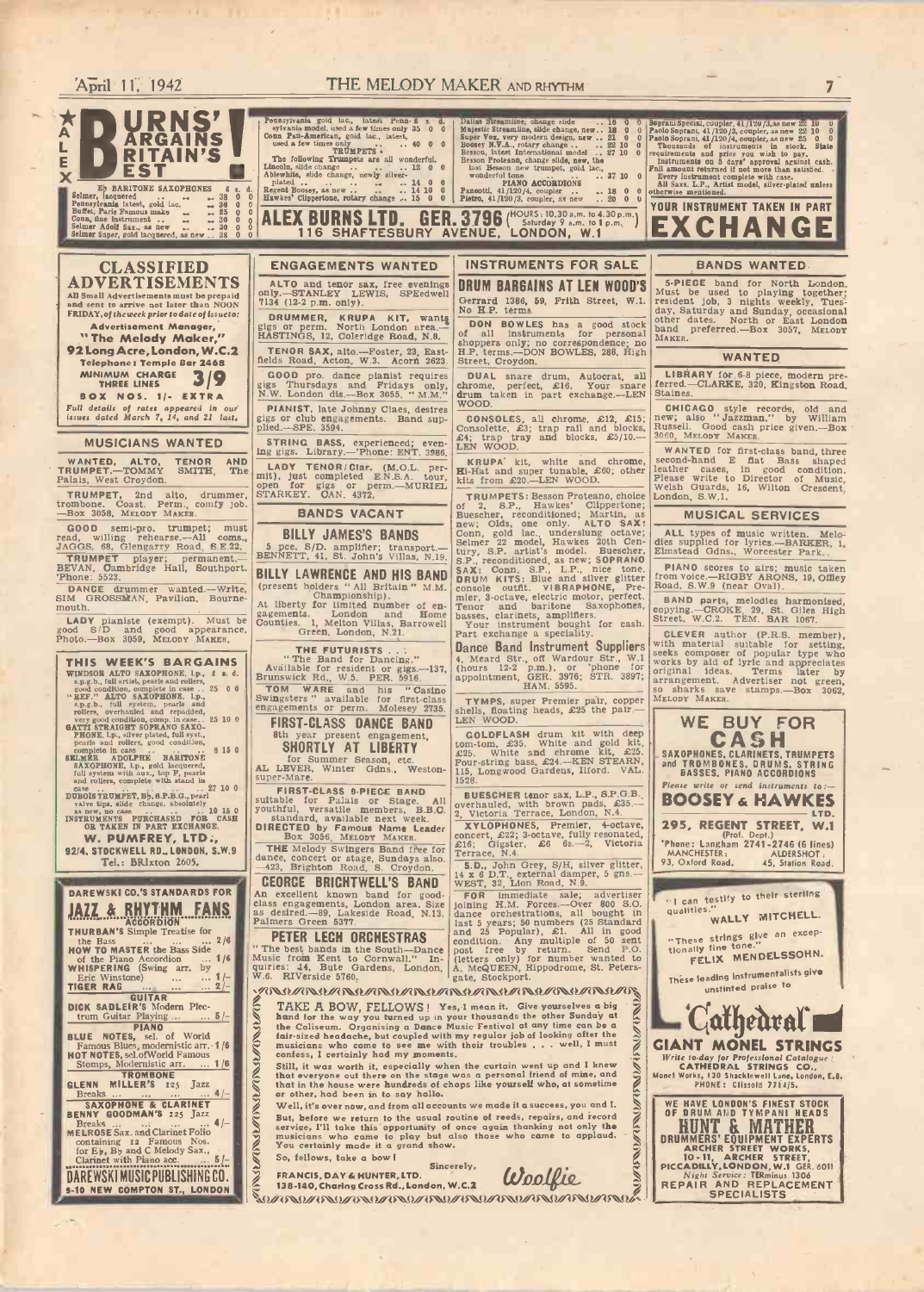# BURNS' BARGAINS BRITAIN'S BEST

ALEX

| Eb BARITONE SAXOPHONES | £ s. d. |
|---|---|
| Selmer, lacquered | 38 0 0 |
| Pennsylvania latest, gold lac. | 36 0 0 |
| Buffet, Paris Famous make | 25 0 0 |
| Conn, fine instrument | 30 0 0 |
| Selmer Adolf Sax., as new | 30 0 0 |
| Selmer Super, gold lacquered, as new | 38 0 0 |

| | £ s. d. |
|---|---|
| Pennsylvania gold lac., latest Pennsylvania model, used a few times only | 35 0 0 |
| Conn Pan-American, gold lac., latest, used a few times only | 40 0 0 |

**TRUMPETS**

The following Trumpets are all wonderful.

| | £ s. d. |
|---|---|
| Lincoln, slide change | 13 0 0 |
| Ablewhite, slide change, newly silver-plated | 14 0 0 |
| Regent Boosey, as new | 14 10 0 |
| Hawkes' Clippertone, rotary change | 15 0 0 |
| Dallas Streamline, change slide | 16 0 0 |
| Majestic Streamline, slide change, new | 18 0 0 |
| Super Vox, very modern design, new | 21 0 0 |
| Boosey N.V.A., rotary change | 22 10 0 |
| Besson, latest International model | 27 10 0 |
| Besson Proteano, change slide, new, the last Besson new trumpet, gold lac., wonderful tone | 37 10 0 |

**PIANO ACCORDIONS**

| | £ s. d. |
|---|---|
| Pancotti, 41/120/4, coupler | 18 0 0 |
| Pietro, 41/120/3, coupler, as new | 20 0 0 |
| Soprani Special, coupler, 41/120/3, as new | 22 10 0 |
| Paolo Soprani, 41/120/3, coupler, as new | 22 10 0 |
| Paolo Soprani, 41/120/4, coupler, as new | 25 0 0 |

Thousands of instruments in stock. State requirements and price you wish to pay. Instruments on 5 days' approval against cash. Full amount returned if not more than satisfied. Every instrument complete with case. All Saxs. L.P., Artist model, silver-plated unless otherwise mentioned.

**ALEX BURNS LTD. GER. 3796** (HOURS: 10.30 a.m. to 4.30 p.m. Saturday 9 a.m. to 1 p.m.)
116 SHAFTESBURY AVENUE, LONDON, W.1

YOUR INSTRUMENT TAKEN IN PART **EXCHANGE**

## CLASSIFIED ADVERTISEMENTS

All Small Advertisements must be prepaid and sent to arrive not later than NOON FRIDAY, *of the week prior to date of issue to:*

**Advertisement Manager, "The Melody Maker," 92 Long Acre, London, W.C.2**
Telephone: Temple Bar 2468

**MINIMUM CHARGE THREE LINES 3/9**
**BOX NOS. 1/- EXTRA**

*Full details of rates appeared in our issues dated March 7, 14, and 21 last.*

## MUSICIANS WANTED

**WANTED, ALTO, TENOR AND TRUMPET.**—TOMMY SMITH, The Palais, West Croydon.

**TRUMPET,** 2nd alto, drummer, trombone. Coast. Perm., comfy job.—Box 3058, MELODY MAKER.

**GOOD** semi-pro. trumpet; must read, willing rehearse.—All coms., JAGGS, 68, Glengarry Road, S.E.22.

**TRUMPET** player; permanent.—BEVAN, Cambridge Hall, Southport. 'Phone: 5523.

**DANCE** drummer wanted.—Write, SIM GROSSMAN, Pavilion, Bournemouth.

**LADY** pianiste (exempt). Must be good S/D and good appearance. Photo.—Box 3059, MELODY MAKER.

## THIS WEEK'S BARGAINS

| | £ s. d. |
|---|---|
| WINDSOR ALTO SAXOPHONE, l.p., s.p.g.b., full artist, pearls and rollers, good condition, complete in case | 25 0 0 |
| "REF." ALTO SAXOPHONE, l.p., s.p.g.b., full system, pearls and rollers, overhauled and repadded, very good condition, comp. in case | 25 10 0 |
| GATTI STRAIGHT SOPRANO SAXOPHONE, l.p., silver plated, full syst., pearls and rollers, good condition, complete in case | 8 15 0 |
| SELMER ADOLPHE BARITONE SAXOPHONE, l.p., gold lacquered, full system with aux., top F, pearls and rollers, complete with stand in case | 27 10 0 |
| DUBOIS TRUMPET, Bb, S.P.G.B., pearl valve tips, slide change, absolutely as new, no case | 10 15 0 |

INSTRUMENTS PURCHASED FOR CASH OR TAKEN IN PART EXCHANGE.

**W. PUMFREY, LTD.,** 92/4, STOCKWELL RD., LONDON, S.W.9 Tel.: BRIxton 2605.

## DAREWSKI CO.'S STANDARDS FOR JAZZ & RHYTHM FANS

**ACCORDION**

- THURBAN'S Simple Treatise for the Bass ... 2/6
- HOW TO MASTER the Bass Side of the Piano Accordion ... 1/6
- WHISPERING (Swing arr. by Eric Winstone) ... 1/-
- TIGER RAG ... 2/-

**GUITAR**

- DICK SADLEIR'S Modern Plectrum Guitar Playing ... 5/-

**PIANO**

- BLUE NOTES, sel. of World Famous Blues, modernistic arr. 1/6
- HOT NOTES, sel. of World Famous Stomps, Modernistic arr. ... 1/6

**TROMBONE**

- GLENN MILLER'S 125 Jazz Breaks ... 4/-

**SAXOPHONE & CLARINET**

- BENNY GOODMAN'S 125 Jazz Breaks ... 4/-
- MELROSE Sax. and Clarinet Folio containing 12 Famous Nos. for Eb, Bb and C Melody Sax., Clarinet with Piano acc. ... 5/-

**DAREWSKI MUSIC PUBLISHING CO.** 9-10 NEW COMPTON ST., LONDON

## ENGAGEMENTS WANTED

**ALTO** and tenor sax, free evenings only.—STANLEY LEWIS, SPEedwell 7134 (12-2 p.m. only).

**DRUMMER, KRUPA KIT,** wants gigs or perm. North London area.—HASTINGS, 12, Coleridge Road, N.8.

**TENOR SAX,** alto.—Foster, 23, Eastfields Road, Acton, W.3. Acorn 2623.

**GOOD** pro. dance pianist requires gigs Thursdays and Fridays only, N.W. London dis.—Box 3055, "M.M."

**PIANIST,** late Johnny Claes, desires gigs or club engagements. Band supplied.—SPE. 3594.

**STRING BASS,** experienced; evening gigs. Library.—'Phone: ENT. 3986.

**LADY TENOR/Clar.** (M.O.L. permit), just completed E.N.S.A. tour, open for gigs or perm.—MURIEL STARKEY. CAN. 4372.

## BANDS VACANT

**BILLY JAMES'S BANDS**
5 pce, S/D. amplifier; transport.—BENNETT, 41, St. John's Villas, N.19.

**BILLY LAWRENCE AND HIS BAND**
(present holders "All Britain" M.M. Championship).
At liberty for limited number of engagements. London and Home Counties. 1, Melton Villas, Barrowell Green, London, N.21.

**THE FUTURISTS . . .**
"The Band for Dancing."
Available for resident or gigs.—137, Brunswick Rd., W.5. PER. 5916.

**TOM WARE** and his "Casino Swingsters" available for first-class engagements or perm. Molesey 2735.

**FIRST-CLASS DANCE BAND**
8th year present engagement,
**SHORTLY AT LIBERTY**
for Summer Season, etc.
AL LEVER, Winter Gdns., Weston-super-Mare.

**FIRST-CLASS 9-PIECE BAND** suitable for Palais or Stage. All youthful, versatile members, B.B.C. standard, available next week.
**DIRECTED** by Famous Name Leader
Box 3056, MELODY MAKER.

**THE** Melody Swingers Band free for dance, concert or stage, Sundays also.—423, Brighton Road, S. Croydon.

**GEORGE BRIGHTWELL'S BAND**
An excellent known band for good-class engagements, London area. Size as desired.—89, Lakeside Road, N.13. Palmers Green 5377.

**PETER LECH ORCHESTRAS**
"The best bands in the South—Dance Music from Kent to Cornwall." Inquiries: 14, Bute Gardens, London, W.6. RIVerside 5760.

## INSTRUMENTS FOR SALE

**DRUM BARGAINS AT LEN WOOD'S**
Gerrard 1386, 59, Frith Street, W.1. No H.P. terms.

**DON BOWLES** has a good stock of all instruments for personal shoppers only; no correspondence; no H.P. terms.—DON BOWLES, 288, High Street, Croydon.

**DUAL** snare drum, Autocrat, all chrome, perfect, £16. Your snare drum taken in part exchange.—LEN WOOD.

**CONSOLES,** all chrome, £12, £15; Consolette, £3; trap rail and blocks, £4; trap tray and blocks, £5/10.—LEN WOOD.

**KRUPA** kit, white and chrome, Hi-Hat and super tunable, £60; other kits from £20.—LEN WOOD.

**TRUMPETS:** Besson Proteano, choice of 2, S.P., Hawkes' Clippertone; Buescher, reconditioned; Martin, as new; Olds, one only. **ALTO SAX:** Conn, gold lac., underslung octave; Selmer 22 model, Hawkes 20th Century, S.P. artist's model. Buescher, S.P., reconditioned, as new; **SOPRANO SAX:** Conn, S.P., L.P., nice tone. **DRUM KITS:** Blue and silver glitter console outfit. **VIBRAPHONE,** Premier, 3-octave, electric motor, perfect. Tenor and baritone Saxophones, basses, clarinets, amplifiers.
Your instrument bought for cash. Part exchange a speciality.

**Dance Band Instrument Suppliers**
4, Meard Str., off Wardour Str., W.1 (hours 12-2 p.m.), or 'phone for appointment, GER. 3976; STR. 3897; HAM. 5595.

**TYMPS,** super Premier pair, copper shells, floating heads, £25 the pair.—LEN WOOD.

**GOLDFLASH** drum kit with deep tom-tom, £35. White and gold kit, £25. White and chrome kit, £25. Four-string bass, £24.—KEN STEARN, 115, Longwood Gardens, Ilford. VAL. 1528.

**BUESCHER** tenor sax, L.P., S.P.G.B., overhauled, with brown pads, £35.—2, Victoria Terrace, London, N.4.

**XYLOPHONES,** Premier, 4-octave, concert, £22; 3-octave, fully resonated, £16; Gigster, £6 6s.—2, Victoria Terrace, N.4.

**S.D.,** John Grey, S/H, silver glitter, 14 x 6 D.T., external damper, 5 gns.—WEST, 32, Lion Road, N.9.

**FOR** immediate sale; advertiser joining H.M. Forces.—Over 800 S.O. dance orchestrations, all bought in last 5 years; 50 numbers (25 Standard and 25 Popular), £1. All in good condition. Any multiple of 50 sent post free by return. Send P.O. (letters only) for number wanted to A. McQUEEN, Hippodrome, St. Petersgate, Stockport.

**TAKE A BOW, FELLOWS!** Yes, I mean it. Give yourselves a big hand for the way you turned up in your thousands the other Sunday at the Coliseum. Organising a Dance Music Festival at any time can be a fair-sized headache, but coupled with my regular job of looking after the musicians who come to see me with their troubles . . . well, I must confess, I certainly had my moments.

Still, it was worth it, especially when the curtain went up and I knew that everyone out there on the stage was a personal friend of mine, and that in the house were hundreds of chaps like yourself who, at sometime or other, had been in to say hallo.

Well, it's over now, and from all accounts we made it a success, you and I.

But, before we return to the usual routine of reeds, repairs, and record service, I'll take this opportunity of once again thanking not only the musicians who came to play but also those who came to applaud. You certainly made it a grand show.

So, fellows, take a bow!

Sincerely,
*Woolfie*

FRANCIS, DAY & HUNTER, LTD.
138-140, Charing Cross Rd., London, W.C.2

## BANDS WANTED

**5-PIECE** band for North London. Must be used to playing together; resident job, 3 nights weekly, Tuesday, Saturday and Sunday, occasional other dates. North or East London band preferred.—Box 3057, MELODY MAKER.

## WANTED

**LIBRARY** for 6-8 piece, modern preferred.—CLARKE, 320, Kingston Road, Staines.

**CHICAGO** style records, old and new; also "Jazzman," by William Russell. Good cash price given.—Box 3060, MELODY MAKER.

**WANTED** for first-class band, three second-hand E flat Bass shaped leather cases, in good condition. Please write to Director of Music, Welsh Guards, 16, Wilton Crescent, London, S.W.1.

## MUSICAL SERVICES

**ALL** types of music written. Melodies supplied for lyrics.—BARKER, 1, Elmstead Gdns., Worcester Park.

**PIANO** scores to airs; music taken from voice.—RIGBY ARONS, 19, Offley Road, S.W.9 (near Oval).

**BAND** parts, melodies harmonised, copying.—CROKE, 29, St. Giles High Street, W.C.2. TEM. BAR 1067.

**CLEVER** author (P.R.S. member), with material suitable for setting, seeks composer of popular type who works by aid of lyric and appreciates original ideas. Terms later by arrangement. Advertiser not green, so sharks save stamps.—Box 3062, MELODY MAKER.

**WE BUY FOR CASH**
SAXOPHONES, CLARINETS, TRUMPETS and TROMBONES, DRUMS, STRING BASSES, PIANO ACCORDIONS
*Please write or send instruments to:—*
**BOOSEY & HAWKES LTD.**
295, REGENT STREET, W.1 (Prof. Dept.)
'Phone: Langham 2741-2746 (6 lines)
MANCHESTER: 93, Oxford Road. ALDERSHOT: 45, Station Road.

"I can testify to their sterling qualities." WALLY MITCHELL.

"These strings give an exceptionally fine tone." FELIX MENDELSSOHN.

These leading instrumentalists give unstinted praise to

**'Cathedral' GIANT MONEL STRINGS**
*Write to-day for Professional Catalogue:*
CATHEDRAL STRINGS CO., Monel Works, 130 Shacklewell Lane, London, E.8. PHONE: Clissold 7714/5.

WE HAVE LONDON'S FINEST STOCK OF DRUM AND TYMPANI HEADS
**HUNT & MATHER**
DRUMMERS' EQUIPMENT EXPERTS
ARCHER STREET WORKS, 10-11, ARCHER STREET, PICCADILLY, LONDON, W.1 GER. 6011
*Night Service:* TERminus 1306
REPAIR AND REPLACEMENT SPECIALISTS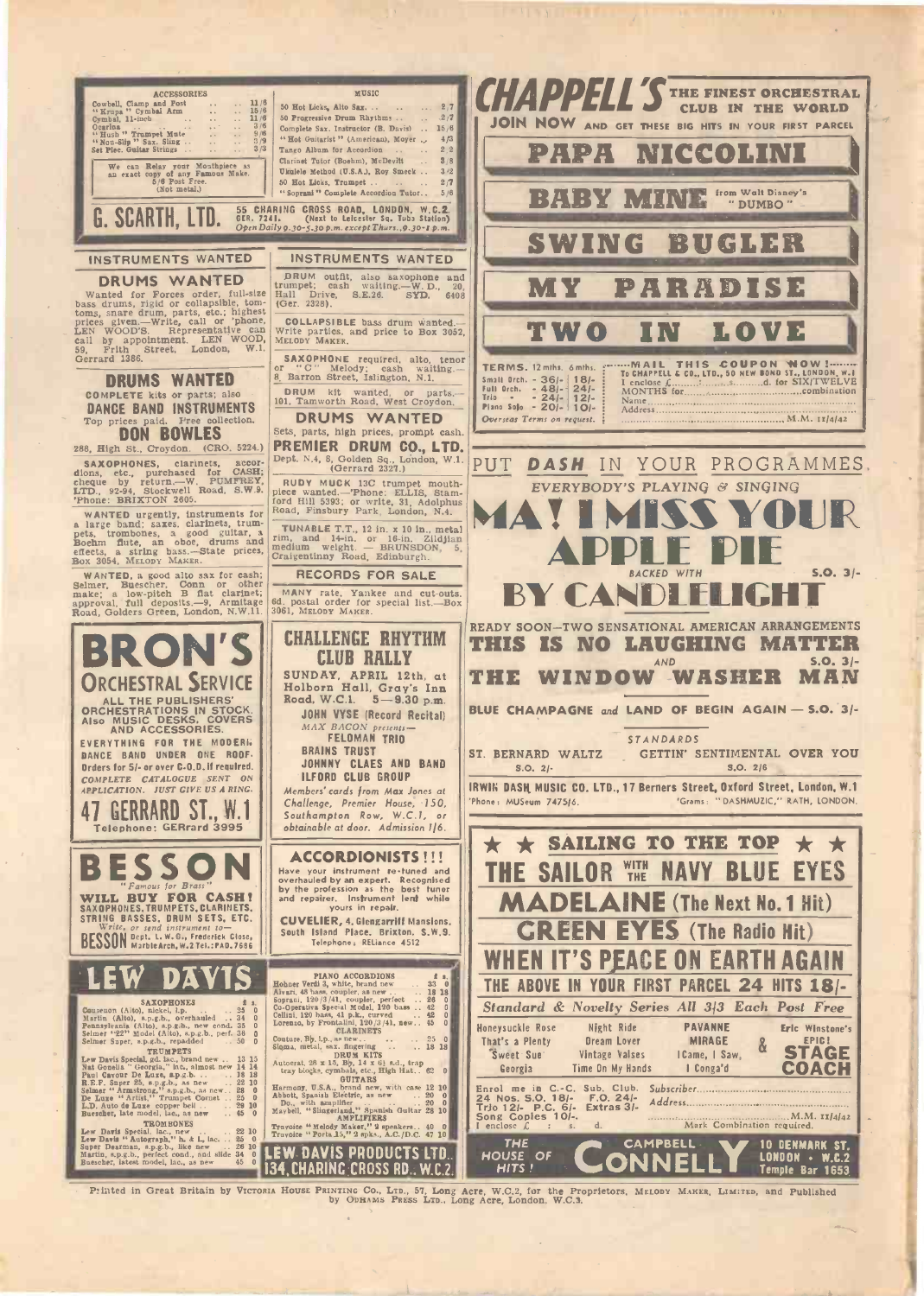## ACCESSORIES

| | |
|---|---|
| Cowbell, Clamp and Post | 11/6 |
| "Krupa" Cymbal Arm | 15/6 |
| Cymbal, 11-inch | 11/6 |
| Ocarina | 3/6 |
| "Hush" Trumpet Mute | 9/6 |
| "Non-Slip" Sax. Sling | 3/9 |
| Set Plec. Guitar Strings | 3/3 |

We can Relay your Mouthpiece as an exact copy of any Famous Make. 5/6 Post Free. (Not metal.)

## MUSIC

| | |
|---|---|
| 50 Hot Licks, Alto Sax. | 2/7 |
| 50 Progressive Drum Rhythms | 2/7 |
| Complete Sax. Instructor (B. Davis) | 15/6 |
| "Hot Guitarist" (American), Moyer | 4/3 |
| Tango Album for Accordion | 2/2 |
| Clarinet Tutor (Boehm), McDevitt | 3/8 |
| Ukulele Method (U.S.A.), Roy Smeck | 3/2 |
| 50 Hot Licks, Trumpet | 2/7 |
| "Soprani" Complete Accordion Tutor | 5/6 |

**G. SCARTH, LTD.** 55 CHARING CROSS ROAD, LONDON, W.C.2. GER. 7241. (Next to Leicester Sq. Tube Station) *Open Daily 9.30-5.30 p.m. except Thurs., 9.30-1 p.m.*

## INSTRUMENTS WANTED

### DRUMS WANTED

Wanted for Forces order, full-size bass drums, rigid or collapsible, tom-toms, snare drum, parts, etc.; highest prices given.—Write, call or 'phone, LEN WOOD'S. Representative can call by appointment. LEN WOOD, 59, Frith Street, London, W.1. Gerrard 1386.

### DRUMS WANTED

COMPLETE kits or parts; also

**DANCE BAND INSTRUMENTS**

Top prices paid. Free collection.

**DON BOWLES**

288, High St., Croydon. (CRO. 5224.)

SAXOPHONES, clarinets, accordions, etc., purchased for CASH; cheque by return.—W. PUMFREY, LTD., 92-94, Stockwell Road, S.W.9. 'Phone: BRIXTON 2605.

WANTED urgently, instruments for a large band; saxes, clarinets, trumpets, trombones, a good guitar, a Boehm flute, an oboe, drums and effects, a string bass.—State prices, Box 3054, MELODY MAKER.

WANTED, a good alto sax for cash; Selmer, Buescher, Conn or other make; a low-pitch B flat clarinet; approval, full deposits.—9, Armitage Road, Golders Green, London, N.W.11.

## INSTRUMENTS WANTED

DRUM outfit, also saxophone and trumpet; cash waiting.—W. D., 20, Hall Drive, S.E.26. SYD. 6408 (Ger. 2328).

COLLAPSIBLE bass drum wanted.—Write partics. and price to Box 3052, MELODY MAKER.

SAXOPHONE required, alto, tenor or "C" Melody; cash waiting.—8, Barron Street, Islington, N.1.

DRUM kit wanted, or parts.—101, Tamworth Road, West Croydon.

### DRUMS WANTED

Sets, parts, high prices, prompt cash.

**PREMIER DRUM CO., LTD.**

Dept. N.4, 8, Golden Sq., London, W.1. (Gerrard 2327.)

RUDY MUCK 13C trumpet mouthpiece wanted.—'Phone: ELLIS, Stamford Hill 5393; or write, 31, Adolphus Road, Finsbury Park, London, N.4.

TUNABLE T.T., 12 in. x 10 in., metal rim, and 14-in. or 16-in. Zildjian medium weight. — BRUNSDON, 5, Craigentinny Road, Edinburgh.

## RECORDS FOR SALE

MANY rate, Yankee and cut-outs. 6d. postal order for special list.—Box 3061, MELODY MAKER.

# BRON'S
## ORCHESTRAL SERVICE

ALL THE PUBLISHERS' ORCHESTRATIONS IN STOCK. Also MUSIC DESKS, COVERS AND ACCESSORIES.

EVERYTHING FOR THE MODERN DANCE BAND UNDER ONE ROOF. Orders for 5/- or over C.O.D. if required. *COMPLETE CATALOGUE SENT ON APPLICATION. JUST GIVE US A RING.*

**47 GERRARD ST., W.1**
Telephone: GERrard 3995

## CHALLENGE RHYTHM CLUB RALLY

SUNDAY, APRIL 12th, at Holborn Hall, Gray's Inn Road, W.C.1. 5—9.30 p.m.

JOHN VYSE (Record Recital)

*MAX BACON presents—*

FELOMAN TRIO
BRAINS TRUST
JOHNNY CLAES AND BAND
ILFORD CLUB GROUP

*Members' cards from Max Jones at Challenge, Premier House, 150, Southampton Row, W.C.1, or obtainable at door. Admission 1/6.*

# BESSON
*"Famous for Brass"*

**WILL BUY FOR CASH!** SAXOPHONES, TRUMPETS, CLARINETS, STRING BASSES, DRUM SETS, ETC. *Write, or send instrument to—*

BESSON Dept. L. W. G., Frederick Close, Marble Arch, W.2 Tel.: PAD. 7686

## ACCORDIONISTS!!!

Have your instrument re-tuned and overhauled by an expert. Recognised by the profession as the best tuner and repairer. Instrument lent while yours in repair.

**CUVELIER,** 4, Glengarriff Mansions, South Island Place, Brixton, S.W.9. Telephone: RELiance 4512

# LEW DAVIS

| SAXOPHONES | £ s. |
|---|---|
| Couesnon (Alto), nickel, l.p. | 25 0 |
| Martin (Alto), s.p.g.b., overhauled | 34 0 |
| Pennsylvania (Alto), s.p.g.b., new cond. | 35 0 |
| Selmer "22" Model (Alto), s.p.g.b., perf. | 38 0 |
| Selmer Super, s.p.g.b., repadded | 50 0 |
| **TRUMPETS** | |
| Lew Davis Special, gd. lac., brand new | 13 15 |
| Nat Gonella "Georgia," lac., almost new | 14 14 |
| Paul Cavour De Luxe, s.p.g.b. | 18 18 |
| R.E.F. Super 25, s.p.g.b., as new | 22 10 |
| Selmer "Armstrong," s.p.g.b., as new | 28 0 |
| De Luxe "Artist" Trumpet Cornet | 25 0 |
| L.D. Auto de Luxe copper bell | 29 10 |
| Buescher, late model, lac., as new | 45 0 |
| **TROMBONES** | |
| Lew Davis Special, lac., new | 22 10 |
| Lew Davis "Autograph," h. & l., lac. | 25 0 |
| Super Dearman, s.p.g.b., like new | 26 10 |
| Martin, s.p.g.b., perfect cond., and slide | 34 0 |
| Buescher, latest model, lac., as new | 45 0 |

| PIANO ACCORDIONS | £ s. |
|---|---|
| Hohner Verdi 3, white, brand new | 33 0 |
| Alvari, 48 bass, coupler, as new | 18 18 |
| Soprani, 120/3/41, coupler, perfect | 26 0 |
| Co-Operativa Special Model, 120 bass | 42 0 |
| Cellini, 120 bass, 41 p.k., curved | 42 0 |
| Lorenzo, by Frontalini, 120/3/41, new | 45 0 |
| **CLARINETS** | |
| Couture, Bb, l.p., as new | 25 0 |
| Sigma, metal, sax. fingering | 18 18 |
| **DRUM KITS** | |
| Autocrat, 28 x 15, Bb, 14 x 6½ s.d., trap tray blocks, cymbals, etc., High Hat | 62 0 |
| **GUITARS** | |
| Harmony, U.S.A., brand new, with case | 12 10 |
| Abbott, Spanish Electric, as new | 20 0 |
| Do., with amplifier | 20 0 |
| Maybell, "Slingerland," Spanish Guitar | 28 10 |
| **AMPLIFIERS** | |
| Trovoice "Melody Maker," 2 speakers | 40 0 |
| Trovoice "Porta 15," 2 spks., A.C./D.C. | 47 10 |

**LEW DAVIS PRODUCTS LTD., 134, CHARING CROSS RD., W.C.2.**

# CHAPPELL'S
## THE FINEST ORCHESTRAL CLUB IN THE WORLD

JOIN NOW AND GET THESE BIG HITS IN YOUR FIRST PARCEL

**PAPA NICCOLINI**

**BABY MINE** from Walt Disney's "DUMBO"

**SWING BUGLER**

**MY PARADISE**

**TWO IN LOVE**

| TERMS. | 12 mths. | 6 mths. |
|---|---|---|
| Small Orch. | 36/- | 18/- |
| Full Orch. | 48/- | 24/- |
| Trio | 24/- | 12/- |
| Piano Solo | 20/- | 10/- |

*Overseas Terms on request.*

MAIL THIS COUPON NOW! To CHAPPELL & CO., LTD., 50 NEW BOND ST., LONDON, W.1. I enclose £......s......d. for SIX/TWELVE MONTHS for......combination. Name...... Address...... M.M. 11/4/42

## PUT DASH IN YOUR PROGRAMMES

*EVERYBODY'S PLAYING & SINGING*

# MA! I MISS YOUR APPLE PIE

*BACKED WITH* S.O. 3/-

# BY CANDLELIGHT

READY SOON—TWO SENSATIONAL AMERICAN ARRANGEMENTS

**THIS IS NO LAUGHING MATTER** AND **THE WINDOW WASHER MAN** S.O. 3/-

**BLUE CHAMPAGNE and LAND OF BEGIN AGAIN — S.O. 3/-**

*STANDARDS*

ST. BERNARD WALTZ S.O. 2/- GETTIN' SENTIMENTAL OVER YOU S.O. 2/6

**IRWIN DASH MUSIC CO. LTD., 17 Berners Street, Oxford Street, London, W.1** 'Phone: MUSeum 7475/6. 'Grams: "DASHMUZIC," RATH, LONDON.

## ★ ★ SAILING TO THE TOP ★ ★

**THE SAILOR WITH THE NAVY BLUE EYES**

**MADELAINE (The Next No. 1 Hit)**

**GREEN EYES (The Radio Hit)**

**WHEN IT'S PEACE ON EARTH AGAIN**

**THE ABOVE IN YOUR FIRST PARCEL 24 HITS 18/-**

*Standard & Novelty Series All 3/3 Each Post Free*

| | | | |
|---|---|---|---|
| Honeysuckle Rose | Night Ride | PAVANNE | Eric Winstone's |
| That's a Plenty | Dream Lover | MIRAGE & | EPIC! |
| Sweet Sue | Vintage Valses | I Came, I Saw, | STAGE |
| Georgia | Time On My Hands | I Conga'd | COACH |

Enrol me in C.-C. Sub. Club. 24 Nos. S.O. 18/- F.O. 24/- Trio 12/- P.C. 6/- Extras 3/- Song Copies 10/-. I enclose £ : s. d.

Subscriber...... Address...... M.M. 11/4/42 Mark Combination required.

THE HOUSE OF HITS! CAMPBELL CONNELLY 10 DENMARK ST. LONDON • W.C.2 Temple Bar 1653

Printed in Great Britain by VICTORIA HOUSE PRINTING CO., LTD., 57, Long Acre, W.C.2, for the Proprietors, MELODY MAKER, LIMITED, and Published by ODHAMS PRESS LTD., Long Acre, London, W.C.2.